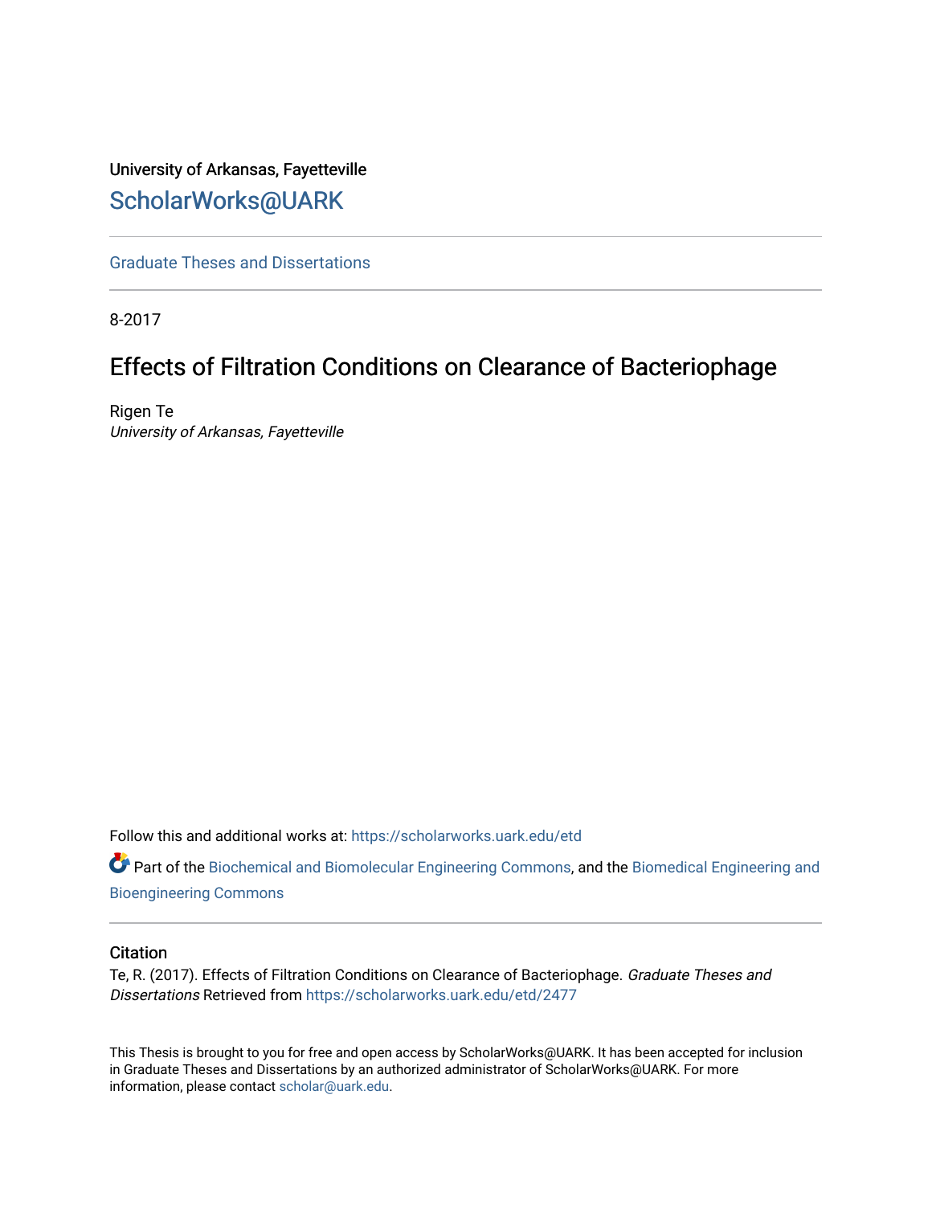University of Arkansas, Fayetteville

# ScholarWorks@UARK

Graduate Theses and Dissertations

8-2017

## Effects of Filtration Conditions on Clearance of Bacteriophage

Rigen Te

*University of Arkansas, Fayetteville*

Follow this and additional works at: https://scholarworks.uark.edu/etd

Part of the Biochemical and Biomolecular Engineering Commons, and the Biomedical Engineering and Bioengineering Commons

### Citation

Te, R. (2017). Effects of Filtration Conditions on Clearance of Bacteriophage. *Graduate Theses and Dissertations* Retrieved from https://scholarworks.uark.edu/etd/2477

This Thesis is brought to you for free and open access by ScholarWorks@UARK. It has been accepted for inclusion in Graduate Theses and Dissertations by an authorized administrator of ScholarWorks@UARK. For more information, please contact scholar@uark.edu.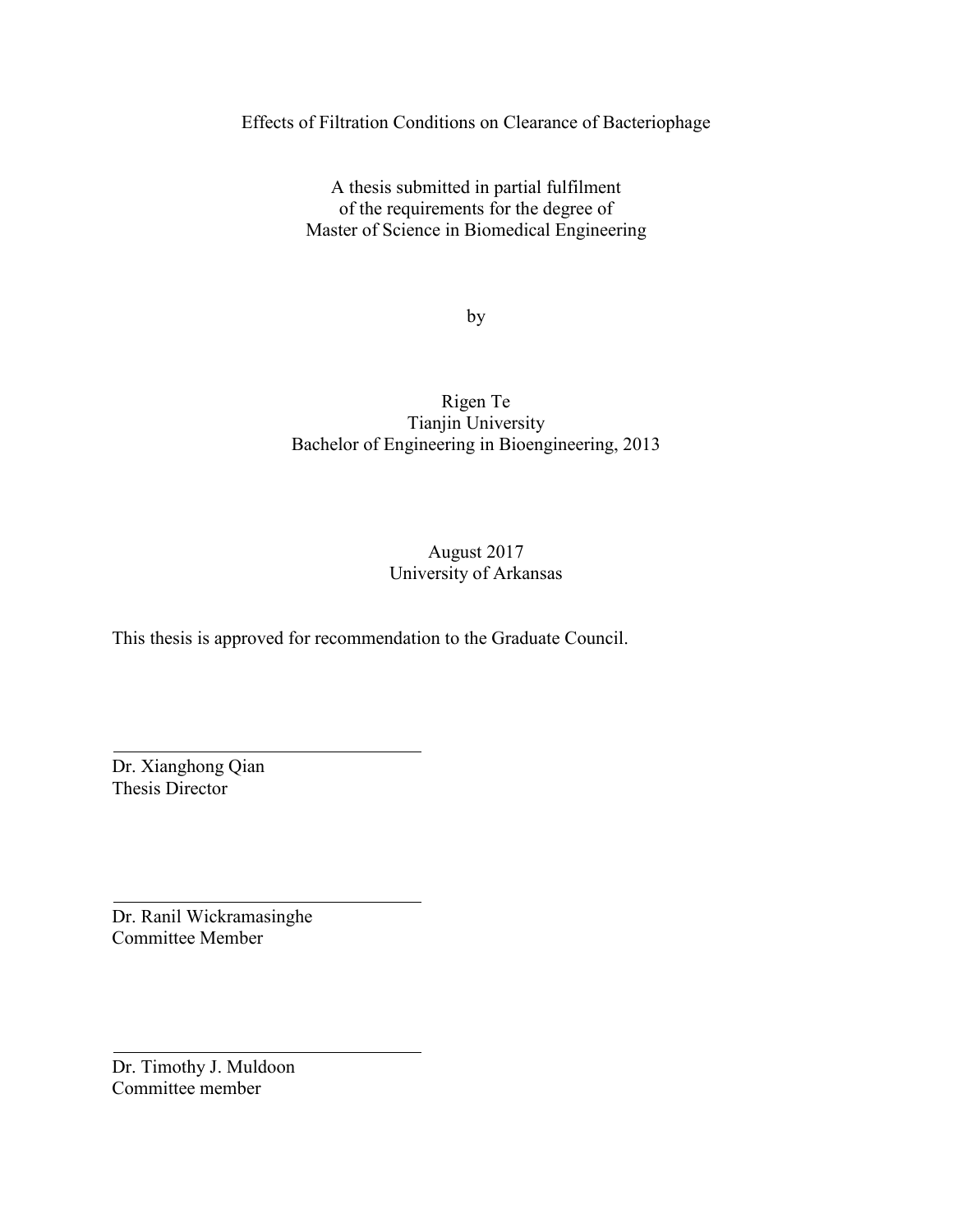Effects of Filtration Conditions on Clearance of Bacteriophage

A thesis submitted in partial fulfilment
of the requirements for the degree of
Master of Science in Biomedical Engineering

by

Rigen Te
Tianjin University
Bachelor of Engineering in Bioengineering, 2013

August 2017
University of Arkansas

This thesis is approved for recommendation to the Graduate Council.

Dr. Xianghong Qian
Thesis Director

Dr. Ranil Wickramasinghe
Committee Member

Dr. Timothy J. Muldoon
Committee member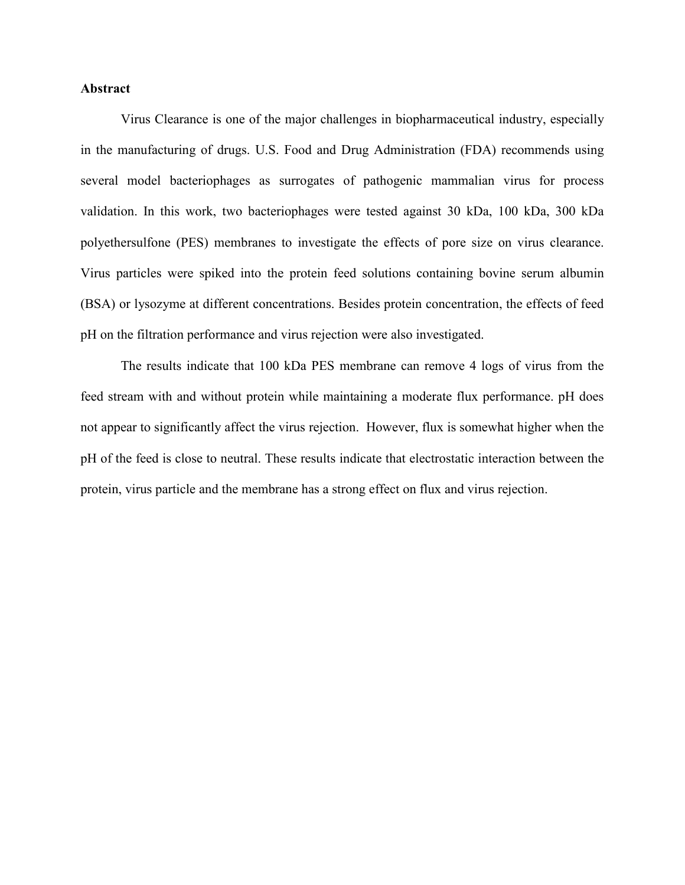**Abstract**

Virus Clearance is one of the major challenges in biopharmaceutical industry, especially in the manufacturing of drugs. U.S. Food and Drug Administration (FDA) recommends using several model bacteriophages as surrogates of pathogenic mammalian virus for process validation. In this work, two bacteriophages were tested against 30 kDa, 100 kDa, 300 kDa polyethersulfone (PES) membranes to investigate the effects of pore size on virus clearance. Virus particles were spiked into the protein feed solutions containing bovine serum albumin (BSA) or lysozyme at different concentrations. Besides protein concentration, the effects of feed pH on the filtration performance and virus rejection were also investigated.

The results indicate that 100 kDa PES membrane can remove 4 logs of virus from the feed stream with and without protein while maintaining a moderate flux performance. pH does not appear to significantly affect the virus rejection. However, flux is somewhat higher when the pH of the feed is close to neutral. These results indicate that electrostatic interaction between the protein, virus particle and the membrane has a strong effect on flux and virus rejection.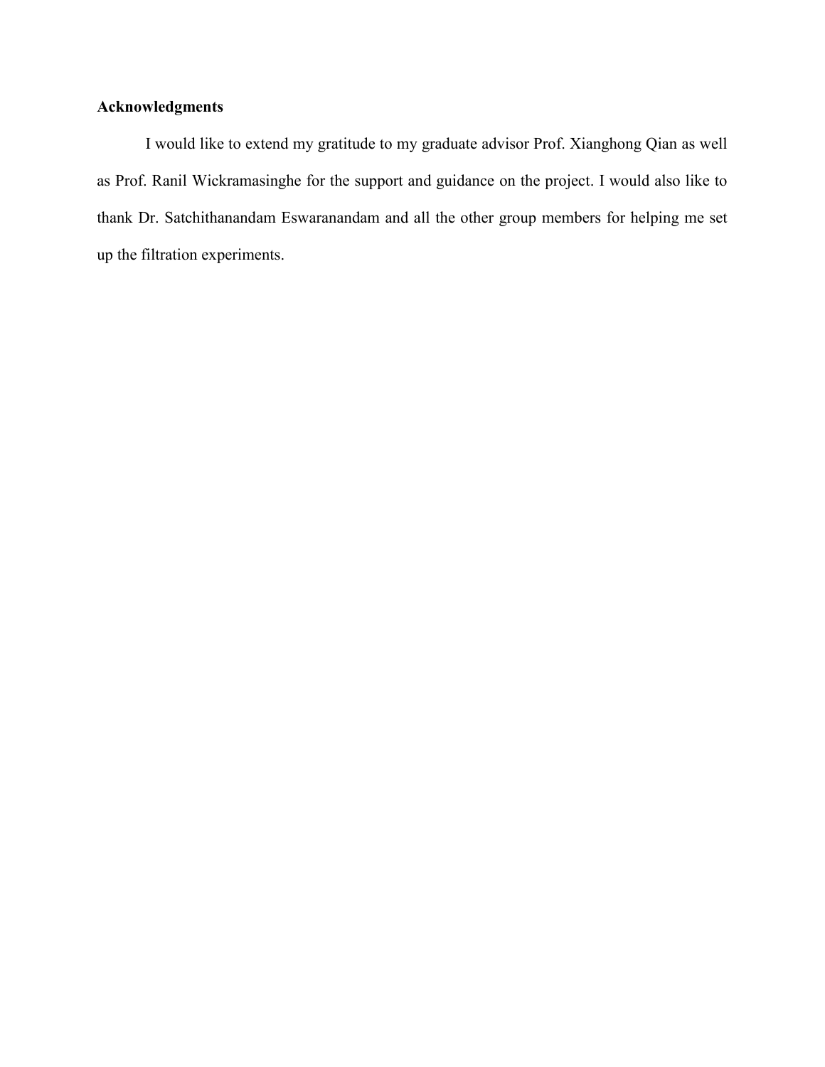## Acknowledgments

I would like to extend my gratitude to my graduate advisor Prof. Xianghong Qian as well as Prof. Ranil Wickramasinghe for the support and guidance on the project. I would also like to thank Dr. Satchithanandam Eswaranandam and all the other group members for helping me set up the filtration experiments.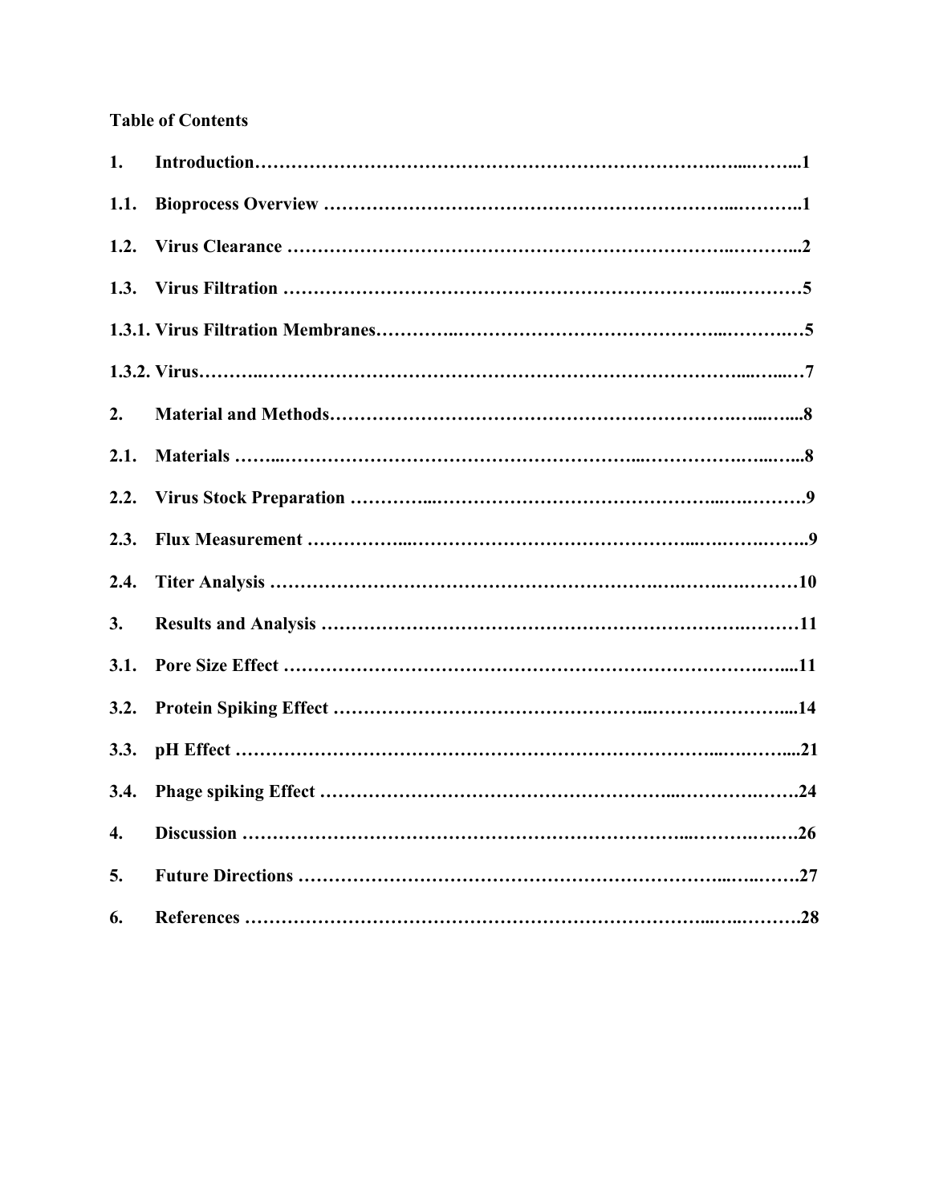**Table of Contents**

1. Introduction…………………………………………………………………………1
1.1. Bioprocess Overview ……………………………………………………………1
1.2. Virus Clearance …………………………………………………………………2
1.3. Virus Filtration …………………………………………………………………5
1.3.1. Virus Filtration Membranes……………………………………………………5
1.3.2. Virus……………………………………………………………………………7
2. Material and Methods…………………………………………………………………8
2.1. Materials …………………………………………………………………………8
2.2. Virus Stock Preparation …………………………………………………………9
2.3. Flux Measurement ………………………………………………………………9
2.4. Titer Analysis ……………………………………………………………………10
3. Results and Analysis ……………………………………………………………11
3.1. Pore Size Effect …………………………………………………………………11
3.2. Protein Spiking Effect ……………………………………………………………14
3.3. pH Effect …………………………………………………………………………21
3.4. Phage spiking Effect ……………………………………………………………24
4. Discussion …………………………………………………………………………26
5. Future Directions …………………………………………………………………27
6. References …………………………………………………………………………28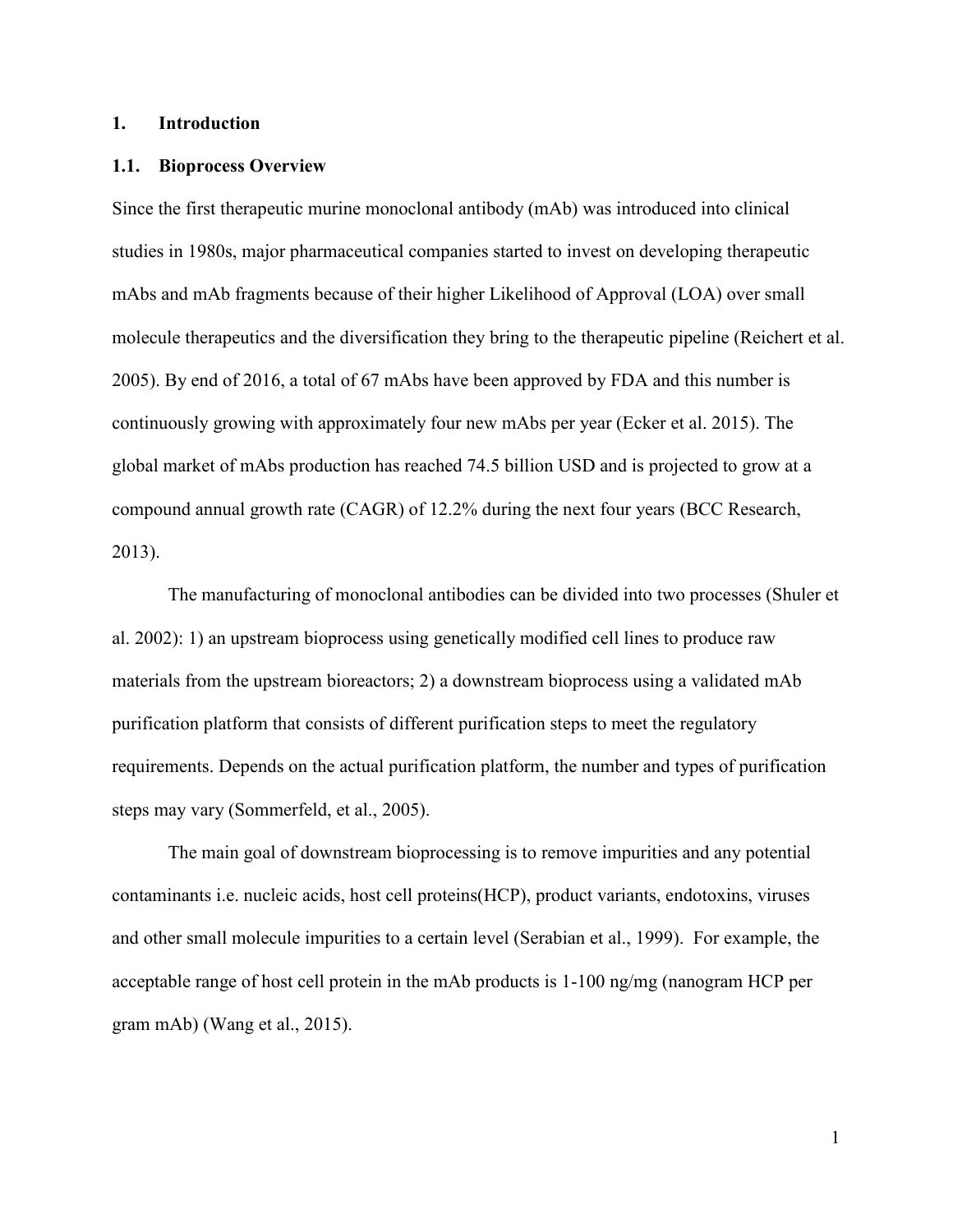# 1. Introduction

## 1.1. Bioprocess Overview

Since the first therapeutic murine monoclonal antibody (mAb) was introduced into clinical studies in 1980s, major pharmaceutical companies started to invest on developing therapeutic mAbs and mAb fragments because of their higher Likelihood of Approval (LOA) over small molecule therapeutics and the diversification they bring to the therapeutic pipeline (Reichert et al. 2005). By end of 2016, a total of 67 mAbs have been approved by FDA and this number is continuously growing with approximately four new mAbs per year (Ecker et al. 2015). The global market of mAbs production has reached 74.5 billion USD and is projected to grow at a compound annual growth rate (CAGR) of 12.2% during the next four years (BCC Research, 2013).

The manufacturing of monoclonal antibodies can be divided into two processes (Shuler et al. 2002): 1) an upstream bioprocess using genetically modified cell lines to produce raw materials from the upstream bioreactors; 2) a downstream bioprocess using a validated mAb purification platform that consists of different purification steps to meet the regulatory requirements. Depends on the actual purification platform, the number and types of purification steps may vary (Sommerfeld, et al., 2005).

The main goal of downstream bioprocessing is to remove impurities and any potential contaminants i.e. nucleic acids, host cell proteins(HCP), product variants, endotoxins, viruses and other small molecule impurities to a certain level (Serabian et al., 1999). For example, the acceptable range of host cell protein in the mAb products is 1-100 ng/mg (nanogram HCP per gram mAb) (Wang et al., 2015).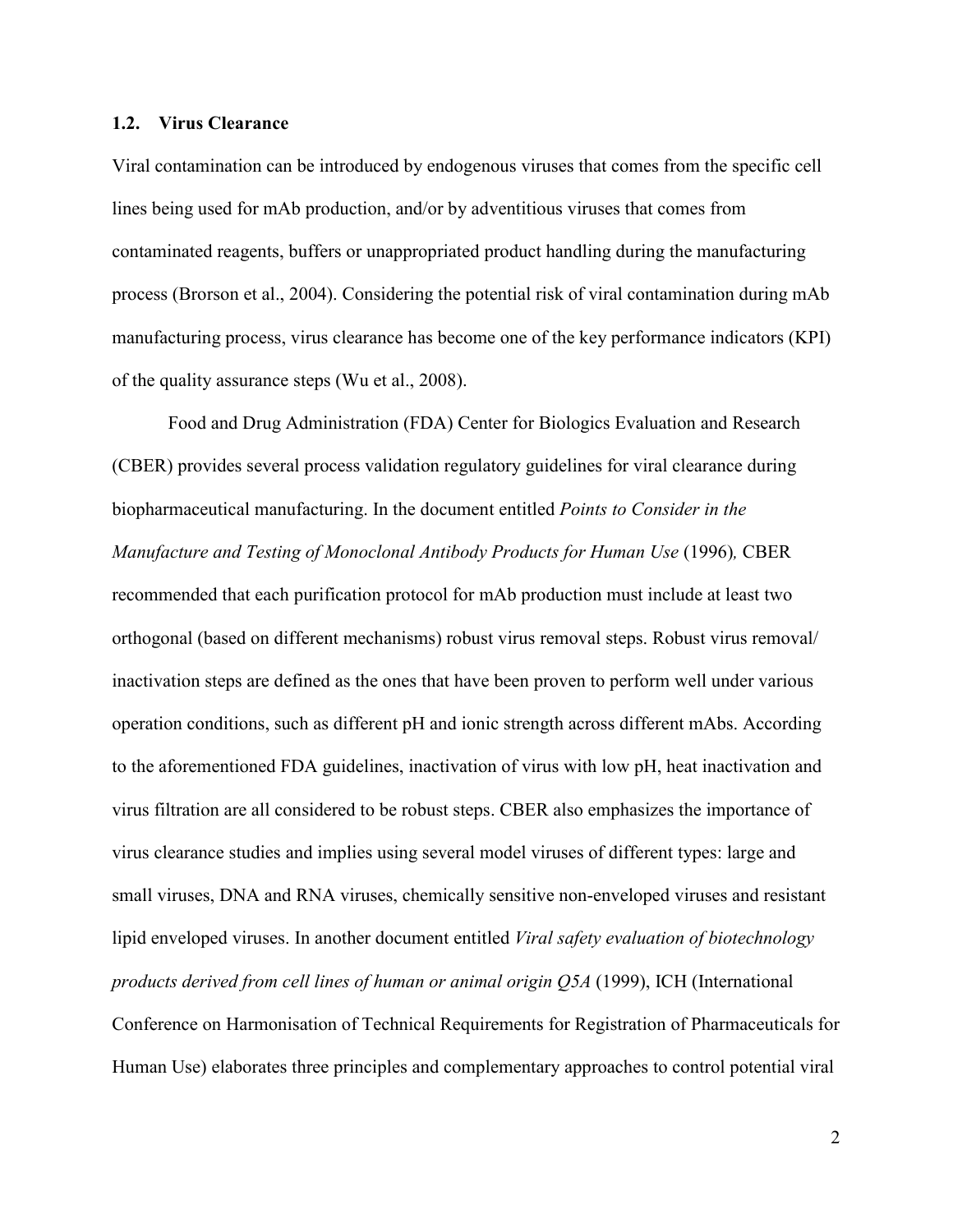### 1.2. Virus Clearance

Viral contamination can be introduced by endogenous viruses that comes from the specific cell lines being used for mAb production, and/or by adventitious viruses that comes from contaminated reagents, buffers or unappropriated product handling during the manufacturing process (Brorson et al., 2004). Considering the potential risk of viral contamination during mAb manufacturing process, virus clearance has become one of the key performance indicators (KPI) of the quality assurance steps (Wu et al., 2008).

Food and Drug Administration (FDA) Center for Biologics Evaluation and Research (CBER) provides several process validation regulatory guidelines for viral clearance during biopharmaceutical manufacturing. In the document entitled *Points to Consider in the Manufacture and Testing of Monoclonal Antibody Products for Human Use* (1996)*,* CBER recommended that each purification protocol for mAb production must include at least two orthogonal (based on different mechanisms) robust virus removal steps. Robust virus removal/ inactivation steps are defined as the ones that have been proven to perform well under various operation conditions, such as different pH and ionic strength across different mAbs. According to the aforementioned FDA guidelines, inactivation of virus with low pH, heat inactivation and virus filtration are all considered to be robust steps. CBER also emphasizes the importance of virus clearance studies and implies using several model viruses of different types: large and small viruses, DNA and RNA viruses, chemically sensitive non-enveloped viruses and resistant lipid enveloped viruses. In another document entitled *Viral safety evaluation of biotechnology products derived from cell lines of human or animal origin Q5A* (1999), ICH (International Conference on Harmonisation of Technical Requirements for Registration of Pharmaceuticals for Human Use) elaborates three principles and complementary approaches to control potential viral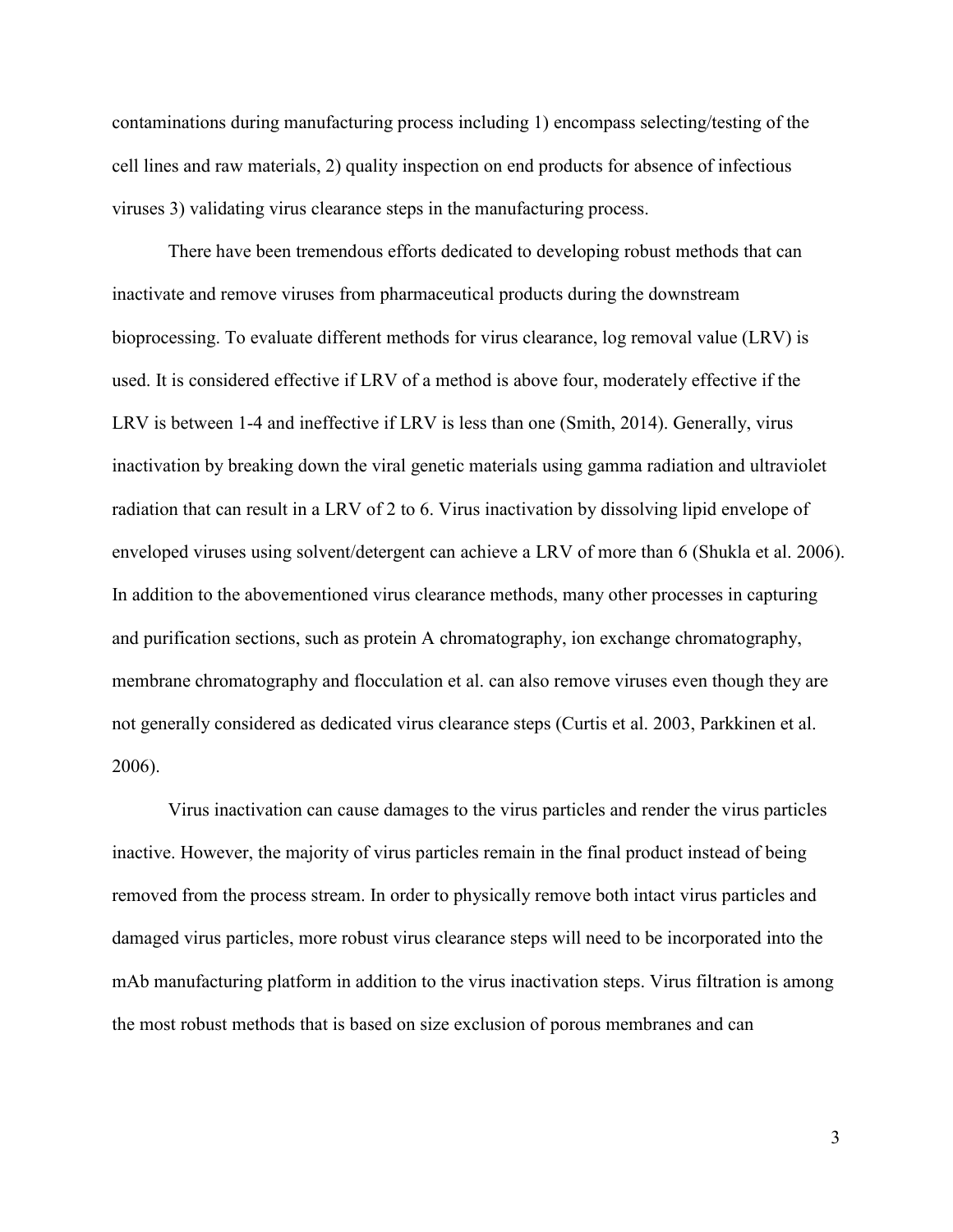contaminations during manufacturing process including 1) encompass selecting/testing of the cell lines and raw materials, 2) quality inspection on end products for absence of infectious viruses 3) validating virus clearance steps in the manufacturing process.

There have been tremendous efforts dedicated to developing robust methods that can inactivate and remove viruses from pharmaceutical products during the downstream bioprocessing. To evaluate different methods for virus clearance, log removal value (LRV) is used. It is considered effective if LRV of a method is above four, moderately effective if the LRV is between 1-4 and ineffective if LRV is less than one (Smith, 2014). Generally, virus inactivation by breaking down the viral genetic materials using gamma radiation and ultraviolet radiation that can result in a LRV of 2 to 6. Virus inactivation by dissolving lipid envelope of enveloped viruses using solvent/detergent can achieve a LRV of more than 6 (Shukla et al. 2006). In addition to the abovementioned virus clearance methods, many other processes in capturing and purification sections, such as protein A chromatography, ion exchange chromatography, membrane chromatography and flocculation et al. can also remove viruses even though they are not generally considered as dedicated virus clearance steps (Curtis et al. 2003, Parkkinen et al. 2006).

Virus inactivation can cause damages to the virus particles and render the virus particles inactive. However, the majority of virus particles remain in the final product instead of being removed from the process stream. In order to physically remove both intact virus particles and damaged virus particles, more robust virus clearance steps will need to be incorporated into the mAb manufacturing platform in addition to the virus inactivation steps. Virus filtration is among the most robust methods that is based on size exclusion of porous membranes and can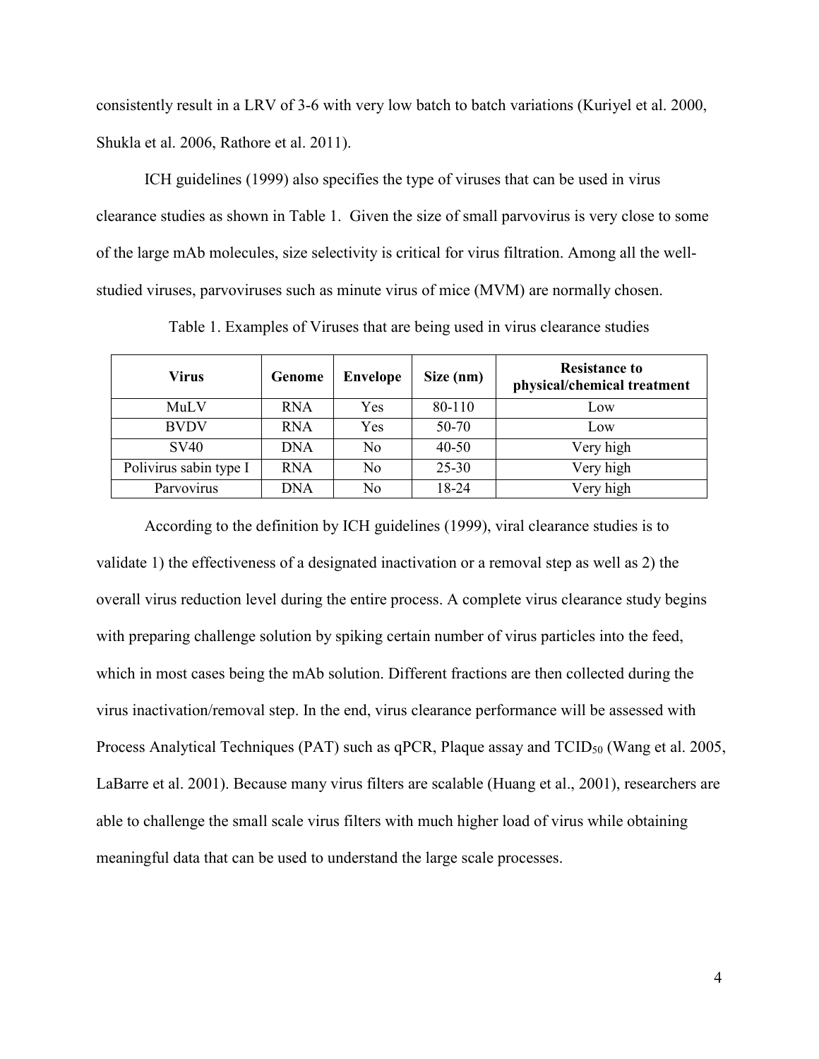consistently result in a LRV of 3-6 with very low batch to batch variations (Kuriyel et al. 2000, Shukla et al. 2006, Rathore et al. 2011).

ICH guidelines (1999) also specifies the type of viruses that can be used in virus clearance studies as shown in Table 1. Given the size of small parvovirus is very close to some of the large mAb molecules, size selectivity is critical for virus filtration. Among all the well-studied viruses, parvoviruses such as minute virus of mice (MVM) are normally chosen.

Table 1. Examples of Viruses that are being used in virus clearance studies

| **Virus** | **Genome** | **Envelope** | **Size (nm)** | **Resistance to physical/chemical treatment** |
|---|---|---|---|---|
| MuLV | RNA | Yes | 80-110 | Low |
| BVDV | RNA | Yes | 50-70 | Low |
| SV40 | DNA | No | 40-50 | Very high |
| Polivirus sabin type I | RNA | No | 25-30 | Very high |
| Parvovirus | DNA | No | 18-24 | Very high |

According to the definition by ICH guidelines (1999), viral clearance studies is to validate 1) the effectiveness of a designated inactivation or a removal step as well as 2) the overall virus reduction level during the entire process. A complete virus clearance study begins with preparing challenge solution by spiking certain number of virus particles into the feed, which in most cases being the mAb solution. Different fractions are then collected during the virus inactivation/removal step. In the end, virus clearance performance will be assessed with Process Analytical Techniques (PAT) such as qPCR, Plaque assay and $TCID_{50}$ (Wang et al. 2005, LaBarre et al. 2001). Because many virus filters are scalable (Huang et al., 2001), researchers are able to challenge the small scale virus filters with much higher load of virus while obtaining meaningful data that can be used to understand the large scale processes.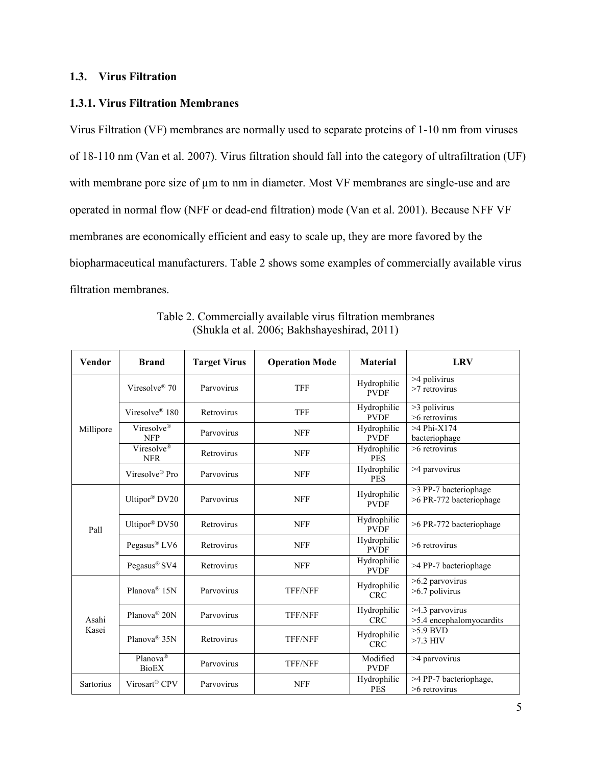## 1.3. Virus Filtration

### 1.3.1. Virus Filtration Membranes

Virus Filtration (VF) membranes are normally used to separate proteins of 1-10 nm from viruses of 18-110 nm (Van et al. 2007). Virus filtration should fall into the category of ultrafiltration (UF) with membrane pore size of μm to nm in diameter. Most VF membranes are single-use and are operated in normal flow (NFF or dead-end filtration) mode (Van et al. 2001). Because NFF VF membranes are economically efficient and easy to scale up, they are more favored by the biopharmaceutical manufacturers. Table 2 shows some examples of commercially available virus filtration membranes.

Table 2. Commercially available virus filtration membranes (Shukla et al. 2006; Bakhshayeshirad, 2011)

| Vendor | Brand | Target Virus | Operation Mode | Material | LRV |
|---|---|---|---|---|---|
| Millipore | Viresolve® 70 | Parvovirus | TFF | Hydrophilic PVDF | >4 polivirus<br>>7 retrovirus |
| | Viresolve® 180 | Retrovirus | TFF | Hydrophilic PVDF | >3 polivirus<br>>6 retrovirus |
| | Viresolve® NFP | Parvovirus | NFF | Hydrophilic PVDF | >4 Phi-X174 bacteriophage |
| | Viresolve® NFR | Retrovirus | NFF | Hydrophilic PES | >6 retrovirus |
| | Viresolve® Pro | Parvovirus | NFF | Hydrophilic PES | >4 parvovirus |
| Pall | Ultipor® DV20 | Parvovirus | NFF | Hydrophilic PVDF | >3 PP-7 bacteriophage<br>>6 PR-772 bacteriophage |
| | Ultipor® DV50 | Retrovirus | NFF | Hydrophilic PVDF | >6 PR-772 bacteriophage |
| | Pegasus® LV6 | Retrovirus | NFF | Hydrophilic PVDF | >6 retrovirus |
| | Pegasus® SV4 | Retrovirus | NFF | Hydrophilic PVDF | >4 PP-7 bacteriophage |
| Asahi Kasei | Planova® 15N | Parvovirus | TFF/NFF | Hydrophilic CRC | >6.2 parvovirus<br>>6.7 polivirus |
| | Planova® 20N | Parvovirus | TFF/NFF | Hydrophilic CRC | >4.3 parvovirus<br>>5.4 encephalomyocardits |
| | Planova® 35N | Retrovirus | TFF/NFF | Hydrophilic CRC | >5.9 BVD<br>>7.3 HIV |
| | Planova® BioEX | Parvovirus | TFF/NFF | Modified PVDF | >4 parvovirus |
| Sartorius | Virosart® CPV | Parvovirus | NFF | Hydrophilic PES | >4 PP-7 bacteriophage,<br>>6 retrovirus |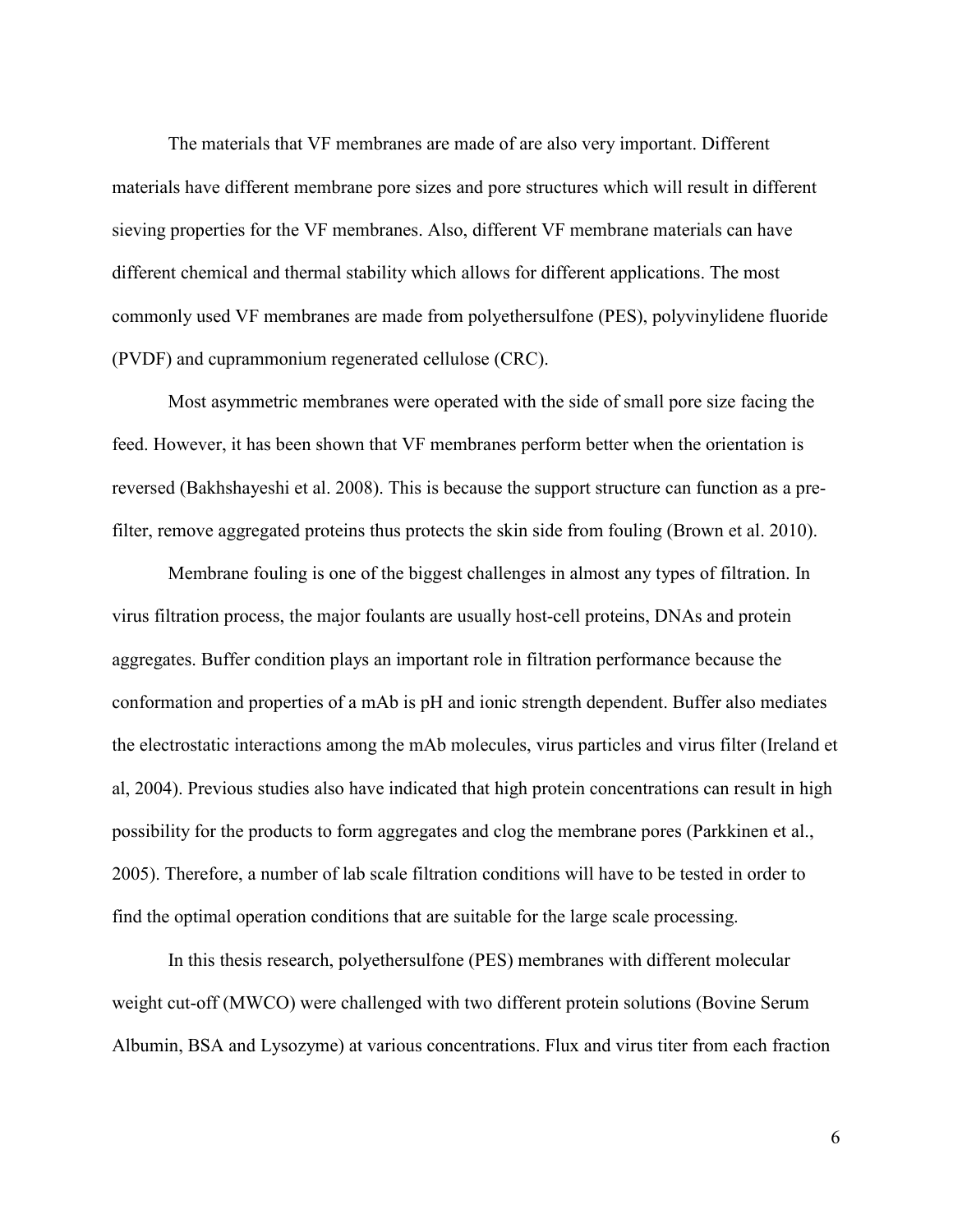The materials that VF membranes are made of are also very important. Different materials have different membrane pore sizes and pore structures which will result in different sieving properties for the VF membranes. Also, different VF membrane materials can have different chemical and thermal stability which allows for different applications. The most commonly used VF membranes are made from polyethersulfone (PES), polyvinylidene fluoride (PVDF) and cuprammonium regenerated cellulose (CRC).

Most asymmetric membranes were operated with the side of small pore size facing the feed. However, it has been shown that VF membranes perform better when the orientation is reversed (Bakhshayeshi et al. 2008). This is because the support structure can function as a pre-filter, remove aggregated proteins thus protects the skin side from fouling (Brown et al. 2010).

Membrane fouling is one of the biggest challenges in almost any types of filtration. In virus filtration process, the major foulants are usually host-cell proteins, DNAs and protein aggregates. Buffer condition plays an important role in filtration performance because the conformation and properties of a mAb is pH and ionic strength dependent. Buffer also mediates the electrostatic interactions among the mAb molecules, virus particles and virus filter (Ireland et al, 2004). Previous studies also have indicated that high protein concentrations can result in high possibility for the products to form aggregates and clog the membrane pores (Parkkinen et al., 2005). Therefore, a number of lab scale filtration conditions will have to be tested in order to find the optimal operation conditions that are suitable for the large scale processing.

In this thesis research, polyethersulfone (PES) membranes with different molecular weight cut-off (MWCO) were challenged with two different protein solutions (Bovine Serum Albumin, BSA and Lysozyme) at various concentrations. Flux and virus titer from each fraction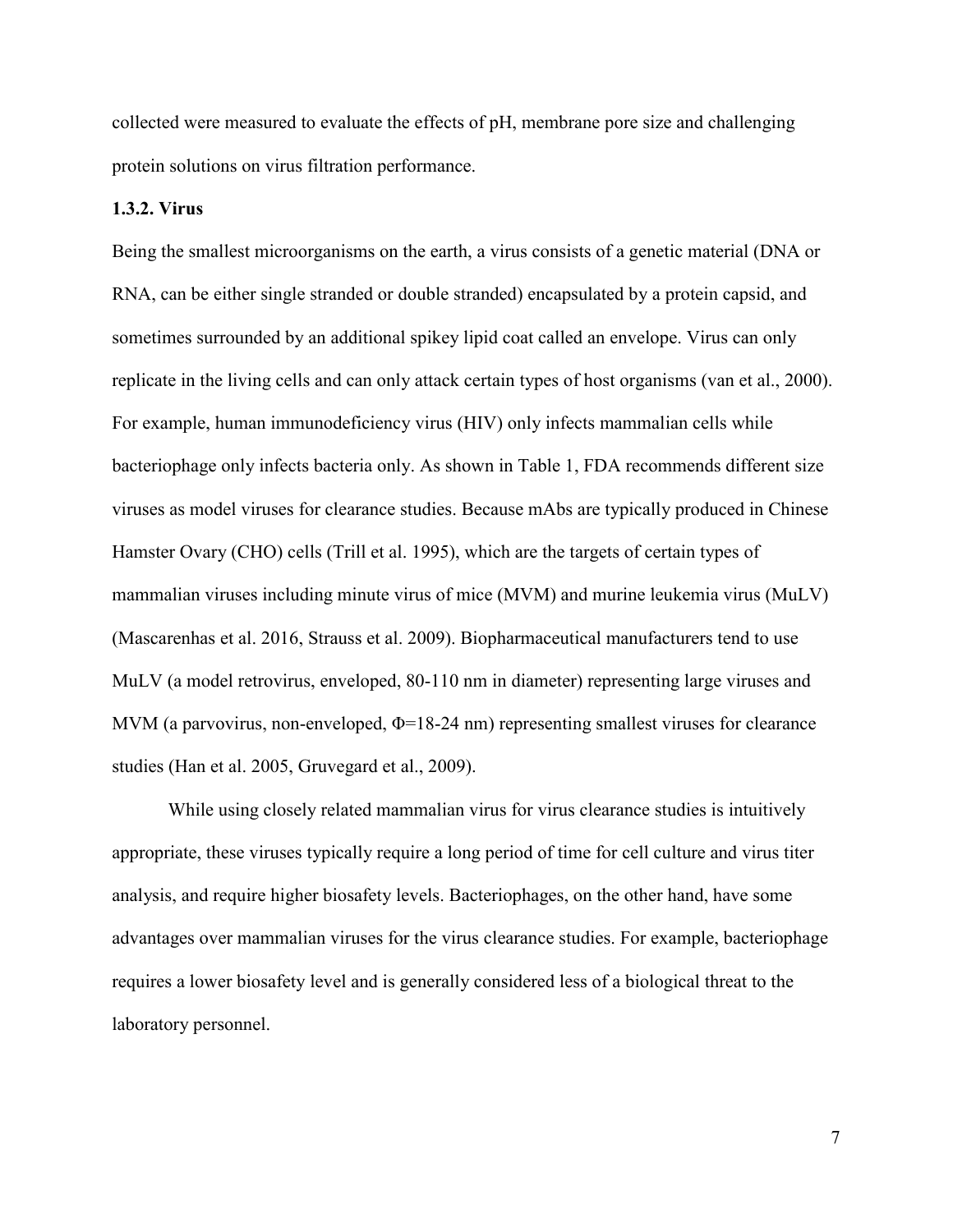collected were measured to evaluate the effects of pH, membrane pore size and challenging protein solutions on virus filtration performance.

### 1.3.2. Virus

Being the smallest microorganisms on the earth, a virus consists of a genetic material (DNA or RNA, can be either single stranded or double stranded) encapsulated by a protein capsid, and sometimes surrounded by an additional spikey lipid coat called an envelope. Virus can only replicate in the living cells and can only attack certain types of host organisms (van et al., 2000). For example, human immunodeficiency virus (HIV) only infects mammalian cells while bacteriophage only infects bacteria only. As shown in Table 1, FDA recommends different size viruses as model viruses for clearance studies. Because mAbs are typically produced in Chinese Hamster Ovary (CHO) cells (Trill et al. 1995), which are the targets of certain types of mammalian viruses including minute virus of mice (MVM) and murine leukemia virus (MuLV) (Mascarenhas et al. 2016, Strauss et al. 2009). Biopharmaceutical manufacturers tend to use MuLV (a model retrovirus, enveloped, 80-110 nm in diameter) representing large viruses and MVM (a parvovirus, non-enveloped, $\Phi$=18-24 nm) representing smallest viruses for clearance studies (Han et al. 2005, Gruvegard et al., 2009).

While using closely related mammalian virus for virus clearance studies is intuitively appropriate, these viruses typically require a long period of time for cell culture and virus titer analysis, and require higher biosafety levels. Bacteriophages, on the other hand, have some advantages over mammalian viruses for the virus clearance studies. For example, bacteriophage requires a lower biosafety level and is generally considered less of a biological threat to the laboratory personnel.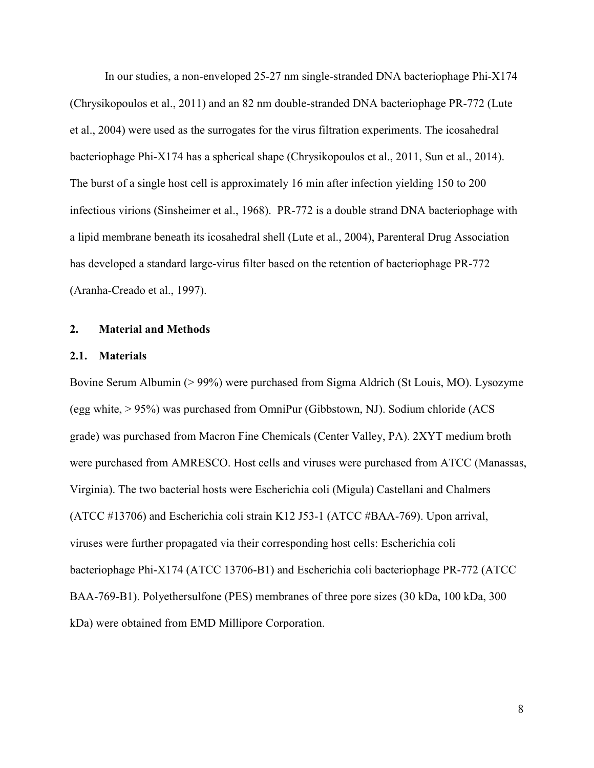In our studies, a non-enveloped 25-27 nm single-stranded DNA bacteriophage Phi-X174 (Chrysikopoulos et al., 2011) and an 82 nm double-stranded DNA bacteriophage PR-772 (Lute et al., 2004) were used as the surrogates for the virus filtration experiments. The icosahedral bacteriophage Phi-X174 has a spherical shape (Chrysikopoulos et al., 2011, Sun et al., 2014). The burst of a single host cell is approximately 16 min after infection yielding 150 to 200 infectious virions (Sinsheimer et al., 1968). PR-772 is a double strand DNA bacteriophage with a lipid membrane beneath its icosahedral shell (Lute et al., 2004), Parenteral Drug Association has developed a standard large-virus filter based on the retention of bacteriophage PR-772 (Aranha-Creado et al., 1997).

## 2. Material and Methods

### 2.1. Materials

Bovine Serum Albumin (> 99%) were purchased from Sigma Aldrich (St Louis, MO). Lysozyme (egg white, > 95%) was purchased from OmniPur (Gibbstown, NJ). Sodium chloride (ACS grade) was purchased from Macron Fine Chemicals (Center Valley, PA). 2XYT medium broth were purchased from AMRESCO. Host cells and viruses were purchased from ATCC (Manassas, Virginia). The two bacterial hosts were Escherichia coli (Migula) Castellani and Chalmers (ATCC #13706) and Escherichia coli strain K12 J53-1 (ATCC #BAA-769). Upon arrival, viruses were further propagated via their corresponding host cells: Escherichia coli bacteriophage Phi-X174 (ATCC 13706-B1) and Escherichia coli bacteriophage PR-772 (ATCC BAA-769-B1). Polyethersulfone (PES) membranes of three pore sizes (30 kDa, 100 kDa, 300 kDa) were obtained from EMD Millipore Corporation.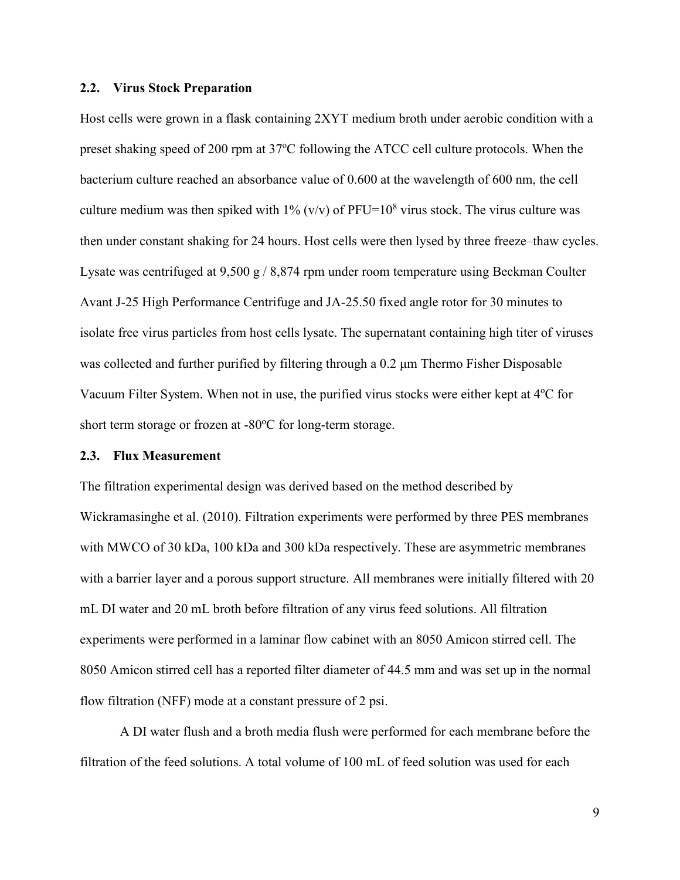### 2.2. Virus Stock Preparation

Host cells were grown in a flask containing 2XYT medium broth under aerobic condition with a preset shaking speed of 200 rpm at 37°C following the ATCC cell culture protocols. When the bacterium culture reached an absorbance value of 0.600 at the wavelength of 600 nm, the cell culture medium was then spiked with 1% (v/v) of PFU=$10^8$ virus stock. The virus culture was then under constant shaking for 24 hours. Host cells were then lysed by three freeze–thaw cycles. Lysate was centrifuged at 9,500 g / 8,874 rpm under room temperature using Beckman Coulter Avant J-25 High Performance Centrifuge and JA-25.50 fixed angle rotor for 30 minutes to isolate free virus particles from host cells lysate. The supernatant containing high titer of viruses was collected and further purified by filtering through a 0.2 μm Thermo Fisher Disposable Vacuum Filter System. When not in use, the purified virus stocks were either kept at 4°C for short term storage or frozen at -80°C for long-term storage.

### 2.3. Flux Measurement

The filtration experimental design was derived based on the method described by Wickramasinghe et al. (2010). Filtration experiments were performed by three PES membranes with MWCO of 30 kDa, 100 kDa and 300 kDa respectively. These are asymmetric membranes with a barrier layer and a porous support structure. All membranes were initially filtered with 20 mL DI water and 20 mL broth before filtration of any virus feed solutions. All filtration experiments were performed in a laminar flow cabinet with an 8050 Amicon stirred cell. The 8050 Amicon stirred cell has a reported filter diameter of 44.5 mm and was set up in the normal flow filtration (NFF) mode at a constant pressure of 2 psi.

A DI water flush and a broth media flush were performed for each membrane before the filtration of the feed solutions. A total volume of 100 mL of feed solution was used for each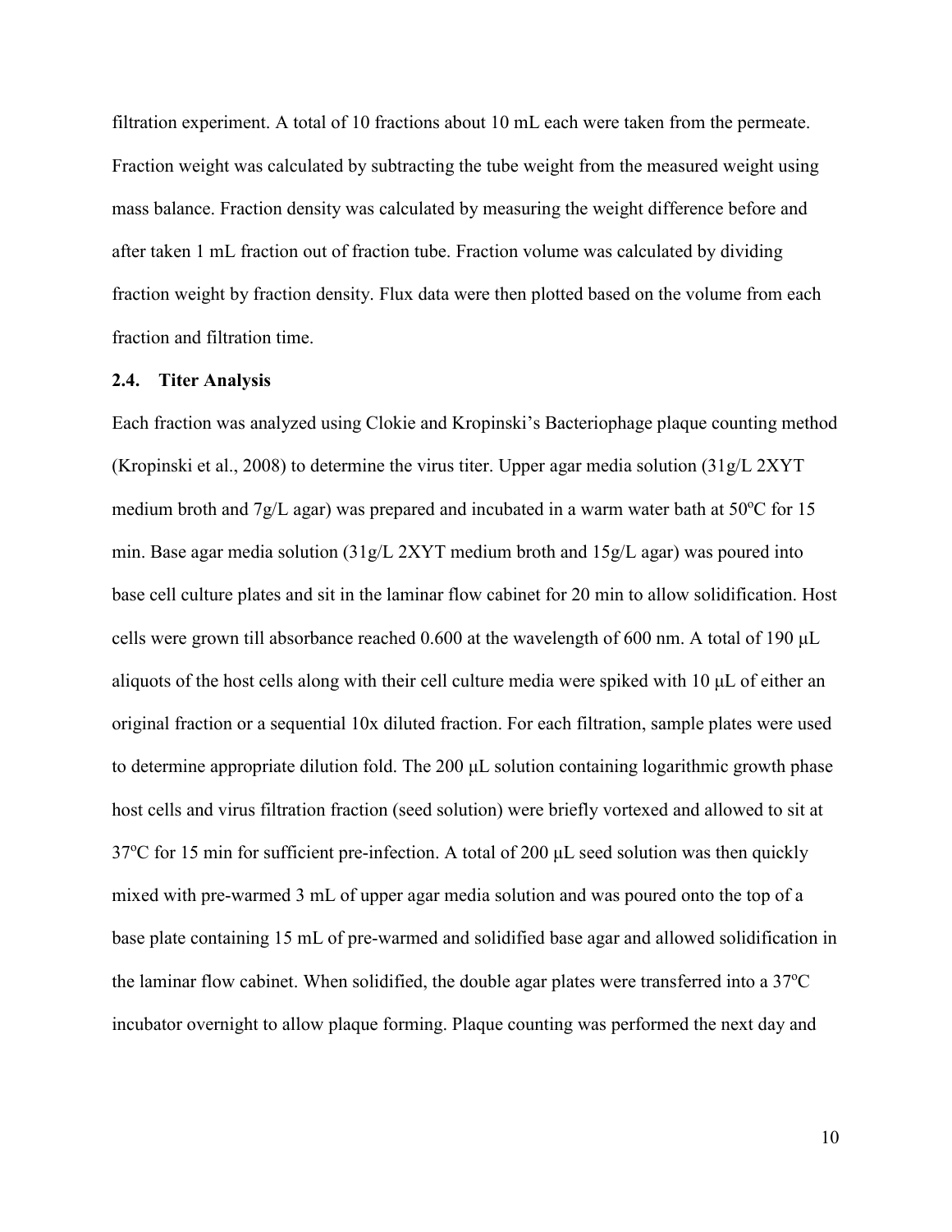filtration experiment. A total of 10 fractions about 10 mL each were taken from the permeate. Fraction weight was calculated by subtracting the tube weight from the measured weight using mass balance. Fraction density was calculated by measuring the weight difference before and after taken 1 mL fraction out of fraction tube. Fraction volume was calculated by dividing fraction weight by fraction density. Flux data were then plotted based on the volume from each fraction and filtration time.

### 2.4. Titer Analysis

Each fraction was analyzed using Clokie and Kropinski's Bacteriophage plaque counting method (Kropinski et al., 2008) to determine the virus titer. Upper agar media solution (31g/L 2XYT medium broth and 7g/L agar) was prepared and incubated in a warm water bath at 50$^{o}$C for 15 min. Base agar media solution (31g/L 2XYT medium broth and 15g/L agar) was poured into base cell culture plates and sit in the laminar flow cabinet for 20 min to allow solidification. Host cells were grown till absorbance reached 0.600 at the wavelength of 600 nm. A total of 190 μL aliquots of the host cells along with their cell culture media were spiked with 10 μL of either an original fraction or a sequential 10x diluted fraction. For each filtration, sample plates were used to determine appropriate dilution fold. The 200 μL solution containing logarithmic growth phase host cells and virus filtration fraction (seed solution) were briefly vortexed and allowed to sit at 37$^{o}$C for 15 min for sufficient pre-infection. A total of 200 μL seed solution was then quickly mixed with pre-warmed 3 mL of upper agar media solution and was poured onto the top of a base plate containing 15 mL of pre-warmed and solidified base agar and allowed solidification in the laminar flow cabinet. When solidified, the double agar plates were transferred into a 37$^{o}$C incubator overnight to allow plaque forming. Plaque counting was performed the next day and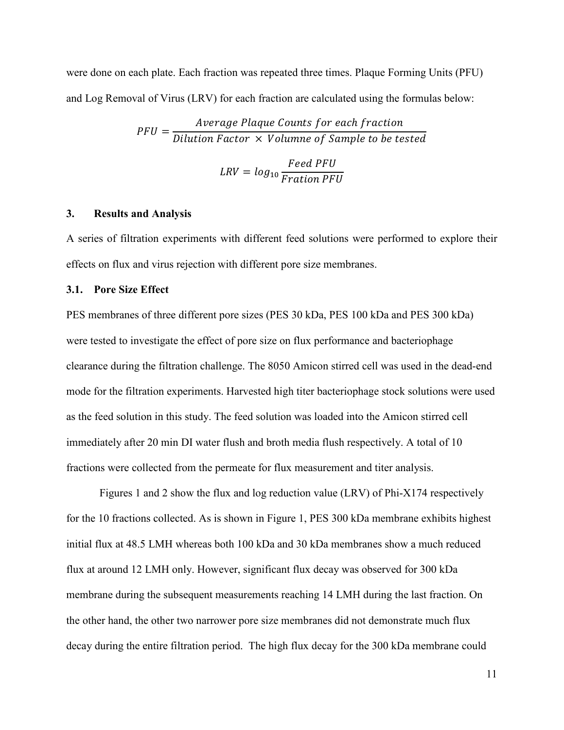were done on each plate. Each fraction was repeated three times. Plaque Forming Units (PFU) and Log Removal of Virus (LRV) for each fraction are calculated using the formulas below:

$$PFU = \frac{Average\ Plaque\ Counts\ for\ each\ fraction}{Dilution\ Factor\ \times\ Volumne\ of\ Sample\ to\ be\ tested}$$

$$LRV = log_{10}\frac{Feed\ PFU}{Fration\ PFU}$$

## 3. Results and Analysis

A series of filtration experiments with different feed solutions were performed to explore their effects on flux and virus rejection with different pore size membranes.

### 3.1. Pore Size Effect

PES membranes of three different pore sizes (PES 30 kDa, PES 100 kDa and PES 300 kDa) were tested to investigate the effect of pore size on flux performance and bacteriophage clearance during the filtration challenge. The 8050 Amicon stirred cell was used in the dead-end mode for the filtration experiments. Harvested high titer bacteriophage stock solutions were used as the feed solution in this study. The feed solution was loaded into the Amicon stirred cell immediately after 20 min DI water flush and broth media flush respectively. A total of 10 fractions were collected from the permeate for flux measurement and titer analysis.

Figures 1 and 2 show the flux and log reduction value (LRV) of Phi-X174 respectively for the 10 fractions collected. As is shown in Figure 1, PES 300 kDa membrane exhibits highest initial flux at 48.5 LMH whereas both 100 kDa and 30 kDa membranes show a much reduced flux at around 12 LMH only. However, significant flux decay was observed for 300 kDa membrane during the subsequent measurements reaching 14 LMH during the last fraction. On the other hand, the other two narrower pore size membranes did not demonstrate much flux decay during the entire filtration period. The high flux decay for the 300 kDa membrane could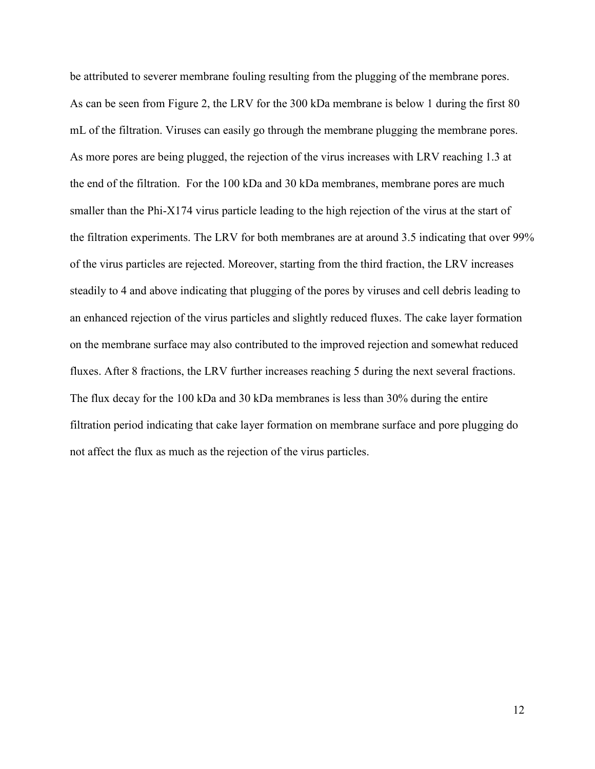be attributed to severer membrane fouling resulting from the plugging of the membrane pores. As can be seen from Figure 2, the LRV for the 300 kDa membrane is below 1 during the first 80 mL of the filtration. Viruses can easily go through the membrane plugging the membrane pores. As more pores are being plugged, the rejection of the virus increases with LRV reaching 1.3 at the end of the filtration. For the 100 kDa and 30 kDa membranes, membrane pores are much smaller than the Phi-X174 virus particle leading to the high rejection of the virus at the start of the filtration experiments. The LRV for both membranes are at around 3.5 indicating that over 99% of the virus particles are rejected. Moreover, starting from the third fraction, the LRV increases steadily to 4 and above indicating that plugging of the pores by viruses and cell debris leading to an enhanced rejection of the virus particles and slightly reduced fluxes. The cake layer formation on the membrane surface may also contributed to the improved rejection and somewhat reduced fluxes. After 8 fractions, the LRV further increases reaching 5 during the next several fractions. The flux decay for the 100 kDa and 30 kDa membranes is less than 30% during the entire filtration period indicating that cake layer formation on membrane surface and pore plugging do not affect the flux as much as the rejection of the virus particles.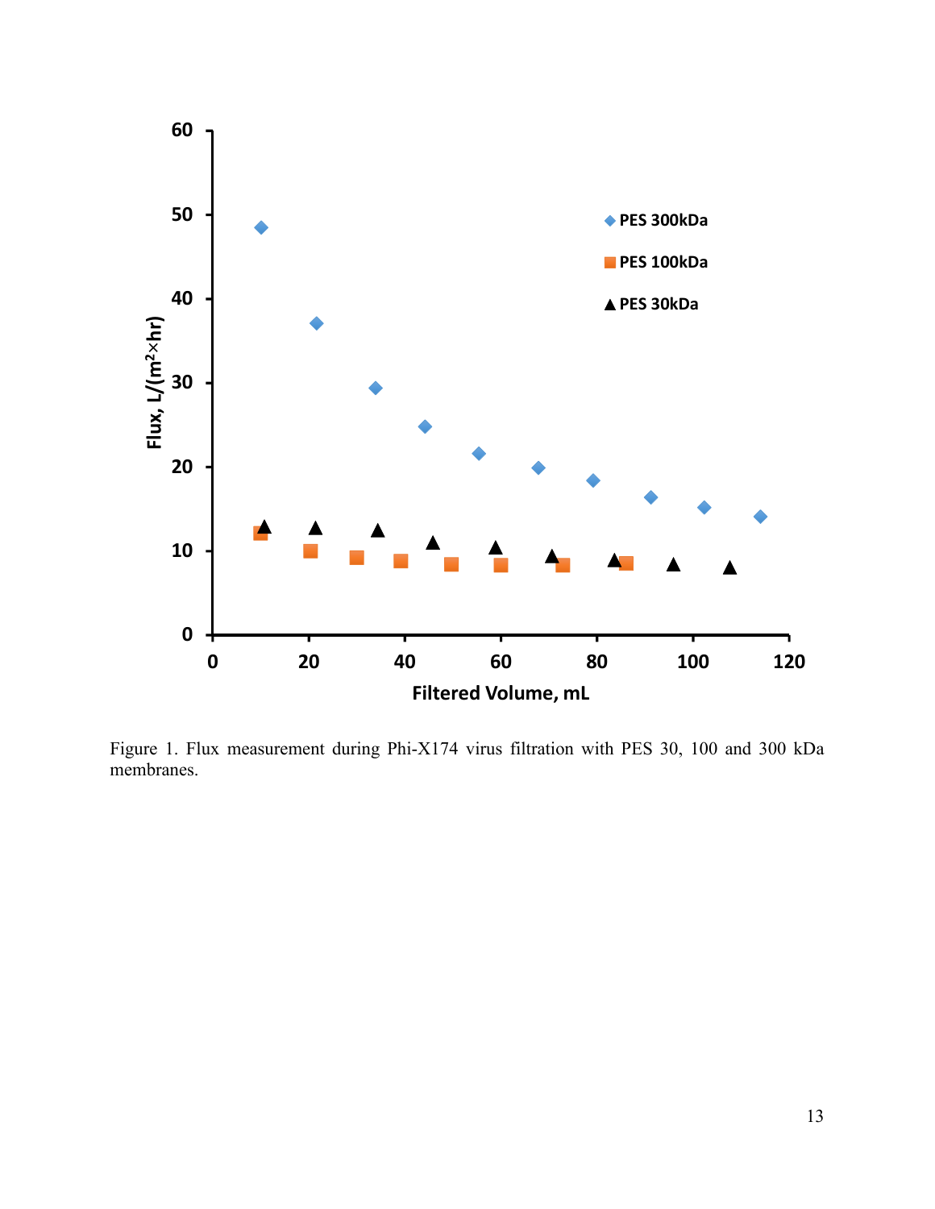Figure 1. Flux measurement during Phi-X174 virus filtration with PES 30, 100 and 300 kDa membranes.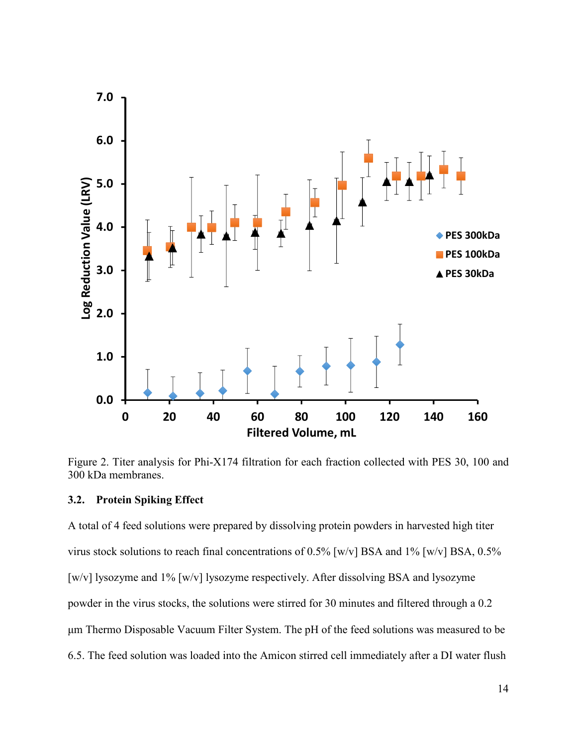Figure 2. Titer analysis for Phi-X174 filtration for each fraction collected with PES 30, 100 and 300 kDa membranes.

### 3.2. Protein Spiking Effect

A total of 4 feed solutions were prepared by dissolving protein powders in harvested high titer virus stock solutions to reach final concentrations of 0.5% [w/v] BSA and 1% [w/v] BSA, 0.5% [w/v] lysozyme and 1% [w/v] lysozyme respectively. After dissolving BSA and lysozyme powder in the virus stocks, the solutions were stirred for 30 minutes and filtered through a 0.2 μm Thermo Disposable Vacuum Filter System. The pH of the feed solutions was measured to be 6.5. The feed solution was loaded into the Amicon stirred cell immediately after a DI water flush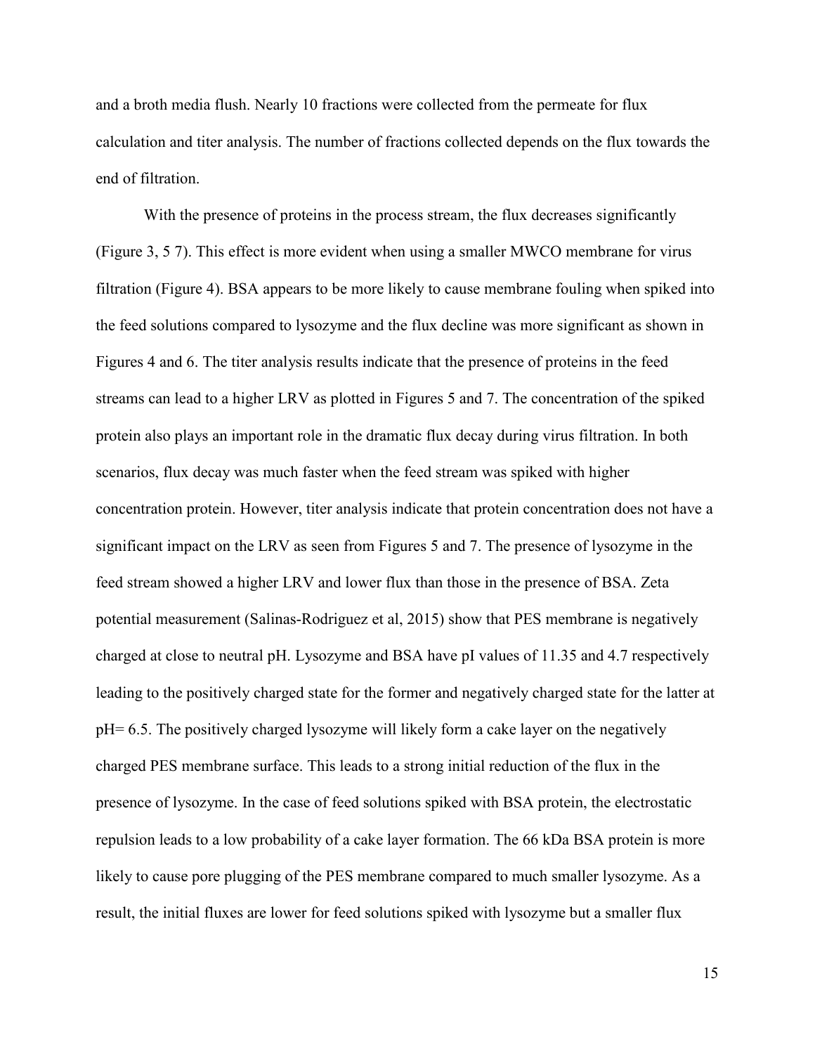and a broth media flush. Nearly 10 fractions were collected from the permeate for flux calculation and titer analysis. The number of fractions collected depends on the flux towards the end of filtration.

With the presence of proteins in the process stream, the flux decreases significantly (Figure 3, 5 7). This effect is more evident when using a smaller MWCO membrane for virus filtration (Figure 4). BSA appears to be more likely to cause membrane fouling when spiked into the feed solutions compared to lysozyme and the flux decline was more significant as shown in Figures 4 and 6. The titer analysis results indicate that the presence of proteins in the feed streams can lead to a higher LRV as plotted in Figures 5 and 7. The concentration of the spiked protein also plays an important role in the dramatic flux decay during virus filtration. In both scenarios, flux decay was much faster when the feed stream was spiked with higher concentration protein. However, titer analysis indicate that protein concentration does not have a significant impact on the LRV as seen from Figures 5 and 7. The presence of lysozyme in the feed stream showed a higher LRV and lower flux than those in the presence of BSA. Zeta potential measurement (Salinas-Rodriguez et al, 2015) show that PES membrane is negatively charged at close to neutral pH. Lysozyme and BSA have pI values of 11.35 and 4.7 respectively leading to the positively charged state for the former and negatively charged state for the latter at pH= 6.5. The positively charged lysozyme will likely form a cake layer on the negatively charged PES membrane surface. This leads to a strong initial reduction of the flux in the presence of lysozyme. In the case of feed solutions spiked with BSA protein, the electrostatic repulsion leads to a low probability of a cake layer formation. The 66 kDa BSA protein is more likely to cause pore plugging of the PES membrane compared to much smaller lysozyme. As a result, the initial fluxes are lower for feed solutions spiked with lysozyme but a smaller flux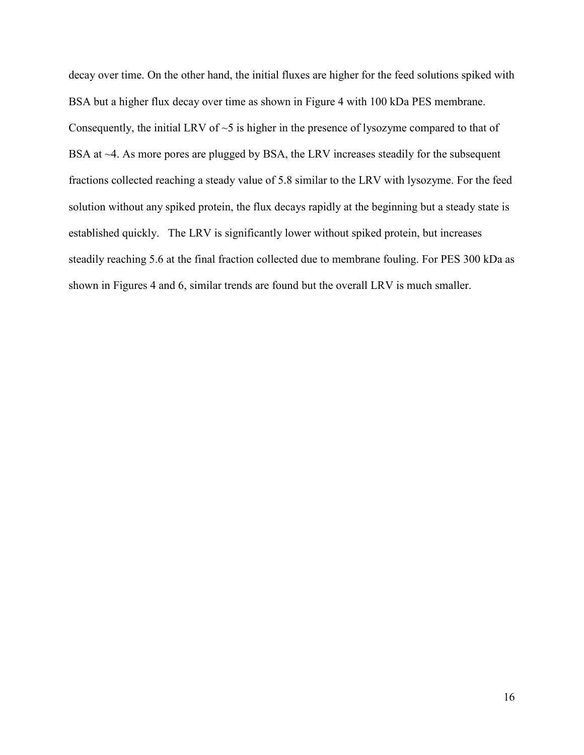decay over time. On the other hand, the initial fluxes are higher for the feed solutions spiked with BSA but a higher flux decay over time as shown in Figure 4 with 100 kDa PES membrane. Consequently, the initial LRV of ~5 is higher in the presence of lysozyme compared to that of BSA at ~4. As more pores are plugged by BSA, the LRV increases steadily for the subsequent fractions collected reaching a steady value of 5.8 similar to the LRV with lysozyme. For the feed solution without any spiked protein, the flux decays rapidly at the beginning but a steady state is established quickly. The LRV is significantly lower without spiked protein, but increases steadily reaching 5.6 at the final fraction collected due to membrane fouling. For PES 300 kDa as shown in Figures 4 and 6, similar trends are found but the overall LRV is much smaller.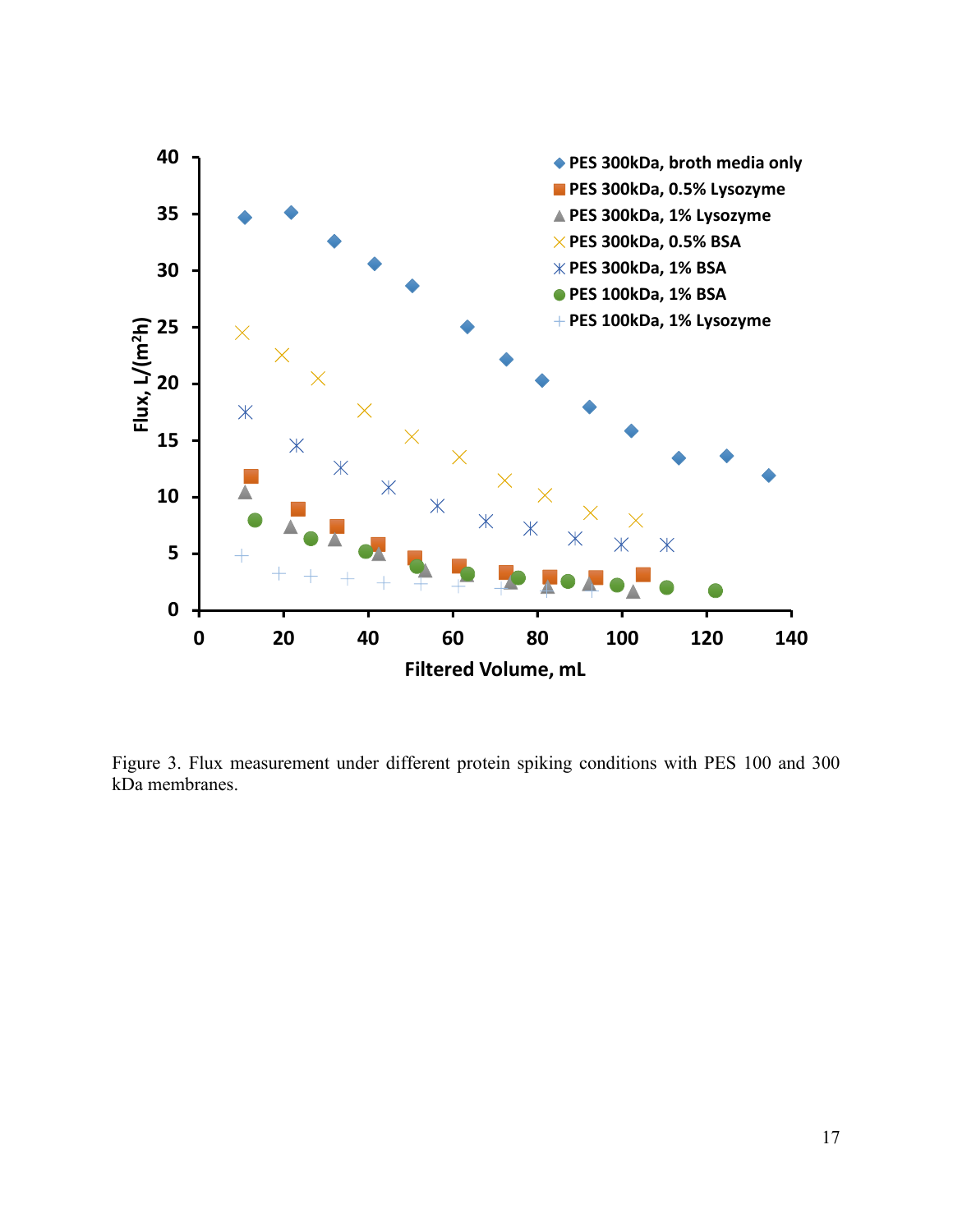Figure 3. Flux measurement under different protein spiking conditions with PES 100 and 300 kDa membranes.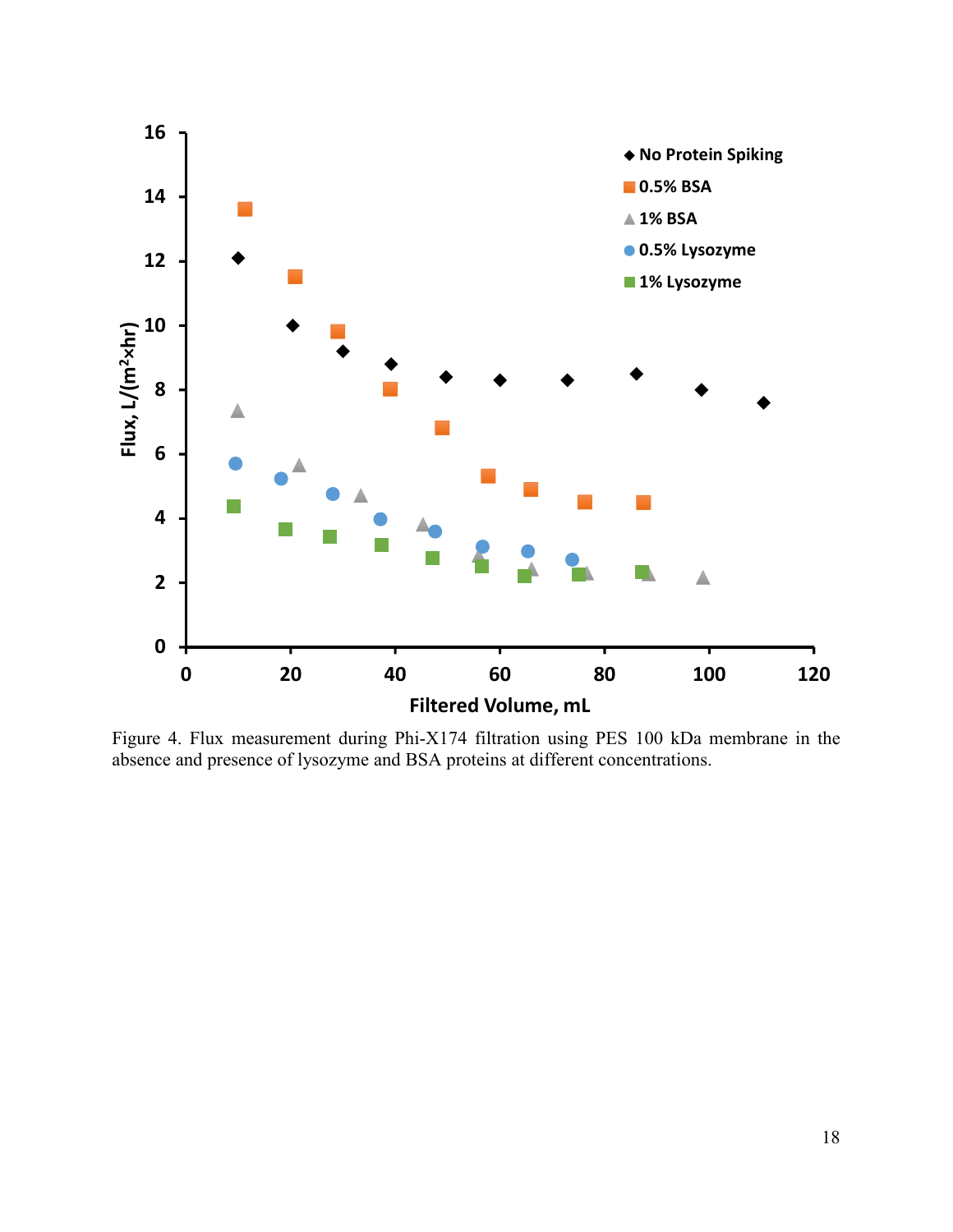Figure 4. Flux measurement during Phi-X174 filtration using PES 100 kDa membrane in the absence and presence of lysozyme and BSA proteins at different concentrations.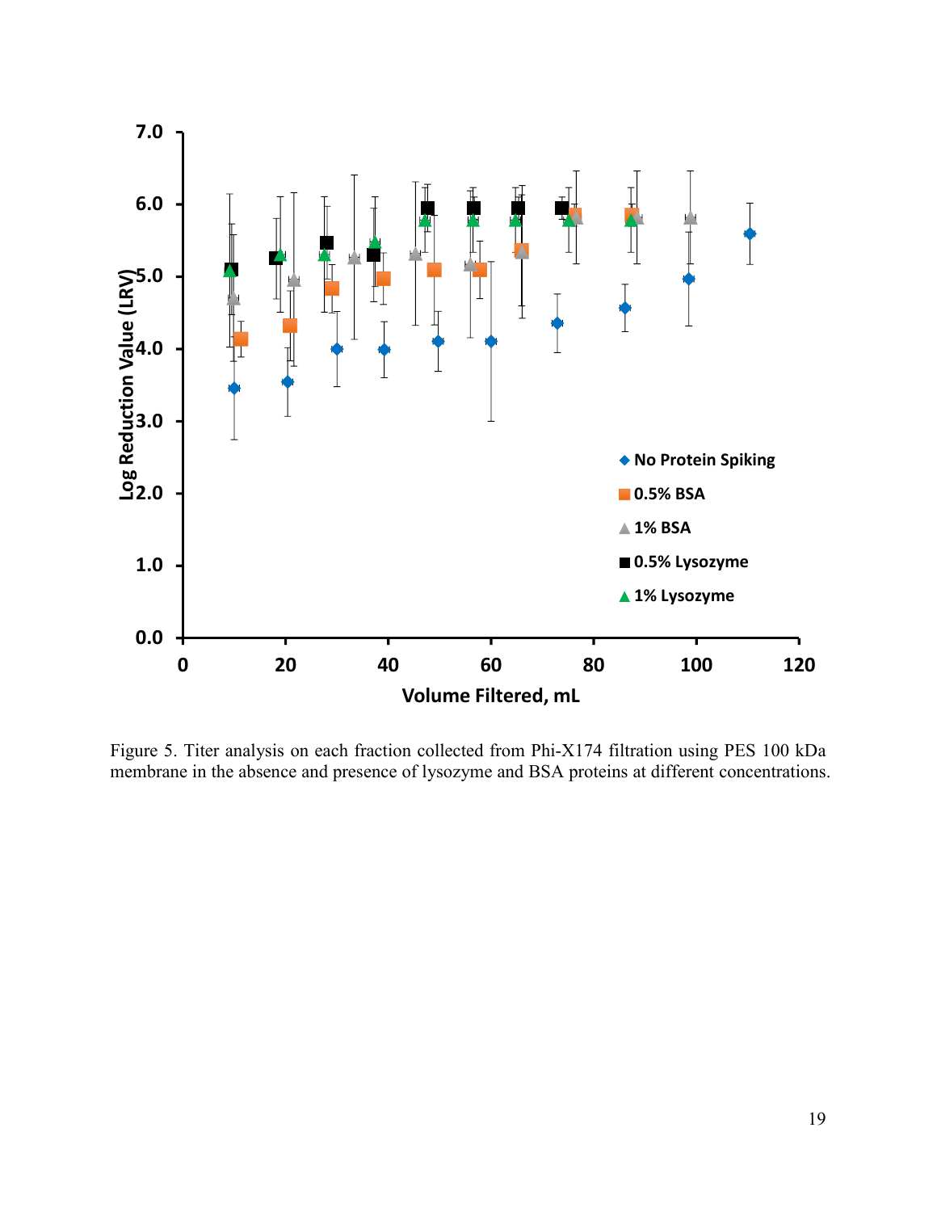Figure 5. Titer analysis on each fraction collected from Phi-X174 filtration using PES 100 kDa membrane in the absence and presence of lysozyme and BSA proteins at different concentrations.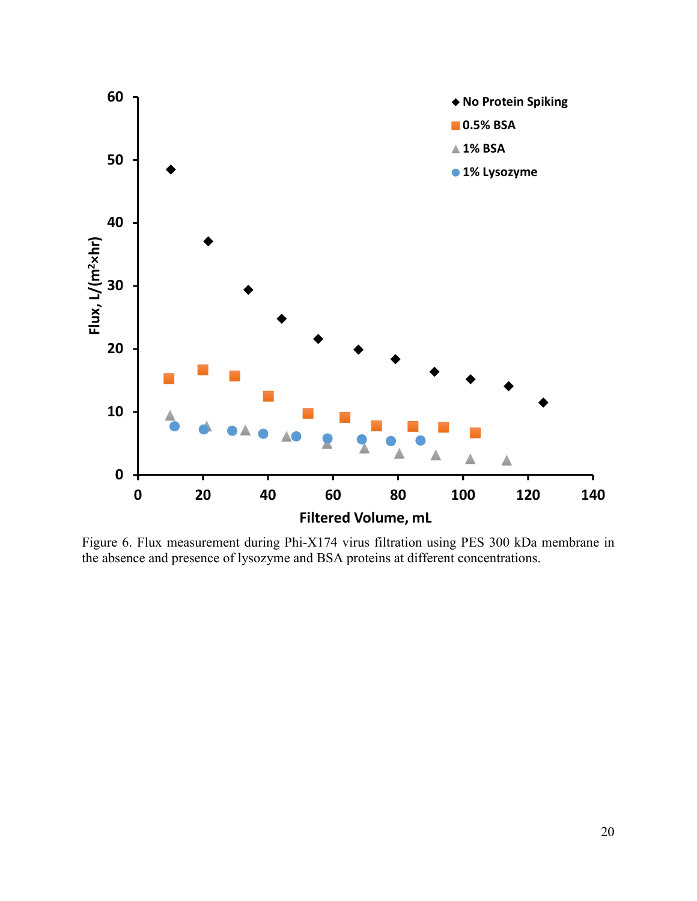Figure 6. Flux measurement during Phi-X174 virus filtration using PES 300 kDa membrane in the absence and presence of lysozyme and BSA proteins at different concentrations.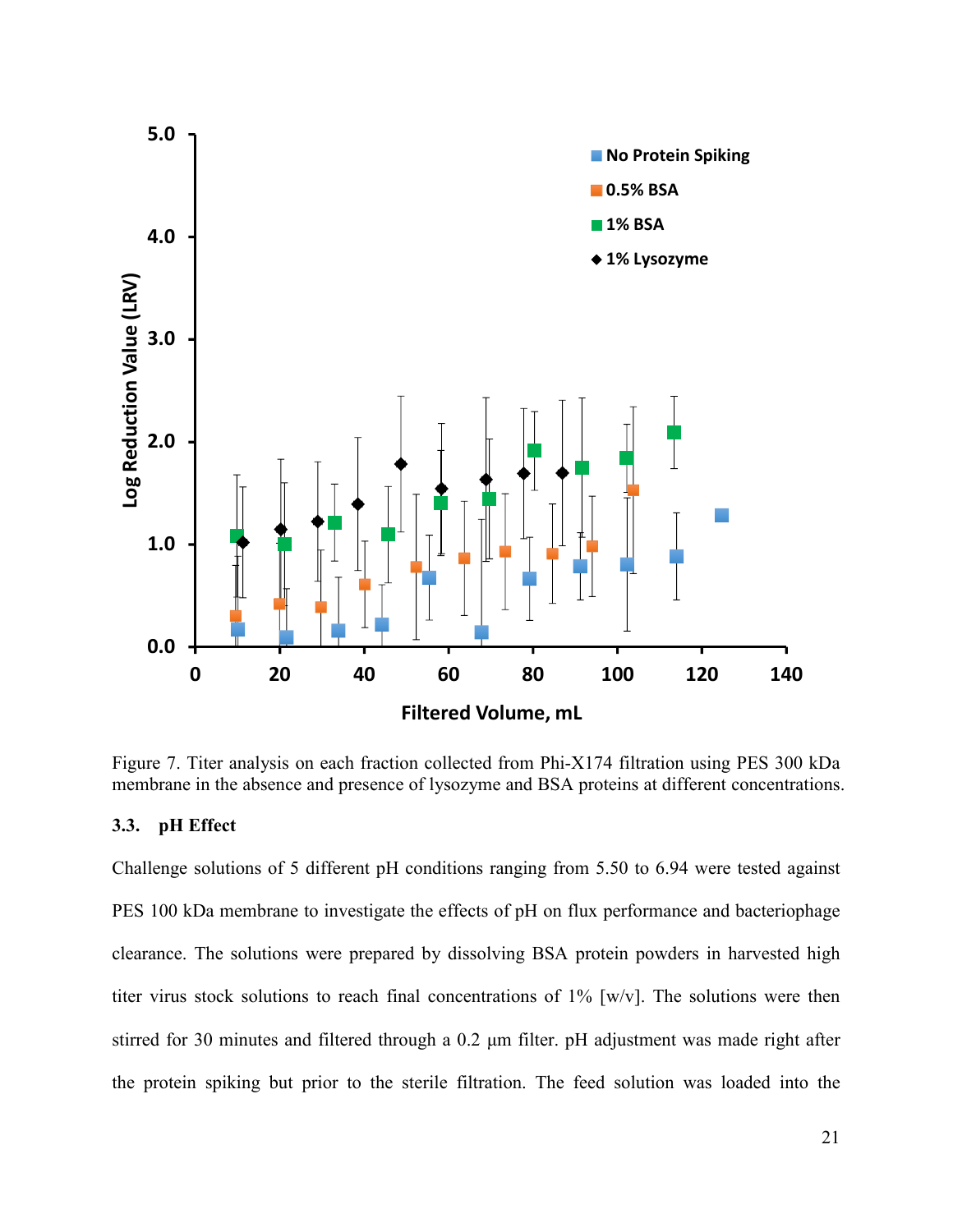Figure 7. Titer analysis on each fraction collected from Phi-X174 filtration using PES 300 kDa membrane in the absence and presence of lysozyme and BSA proteins at different concentrations.

### 3.3. pH Effect

Challenge solutions of 5 different pH conditions ranging from 5.50 to 6.94 were tested against PES 100 kDa membrane to investigate the effects of pH on flux performance and bacteriophage clearance. The solutions were prepared by dissolving BSA protein powders in harvested high titer virus stock solutions to reach final concentrations of 1% [w/v]. The solutions were then stirred for 30 minutes and filtered through a 0.2 μm filter. pH adjustment was made right after the protein spiking but prior to the sterile filtration. The feed solution was loaded into the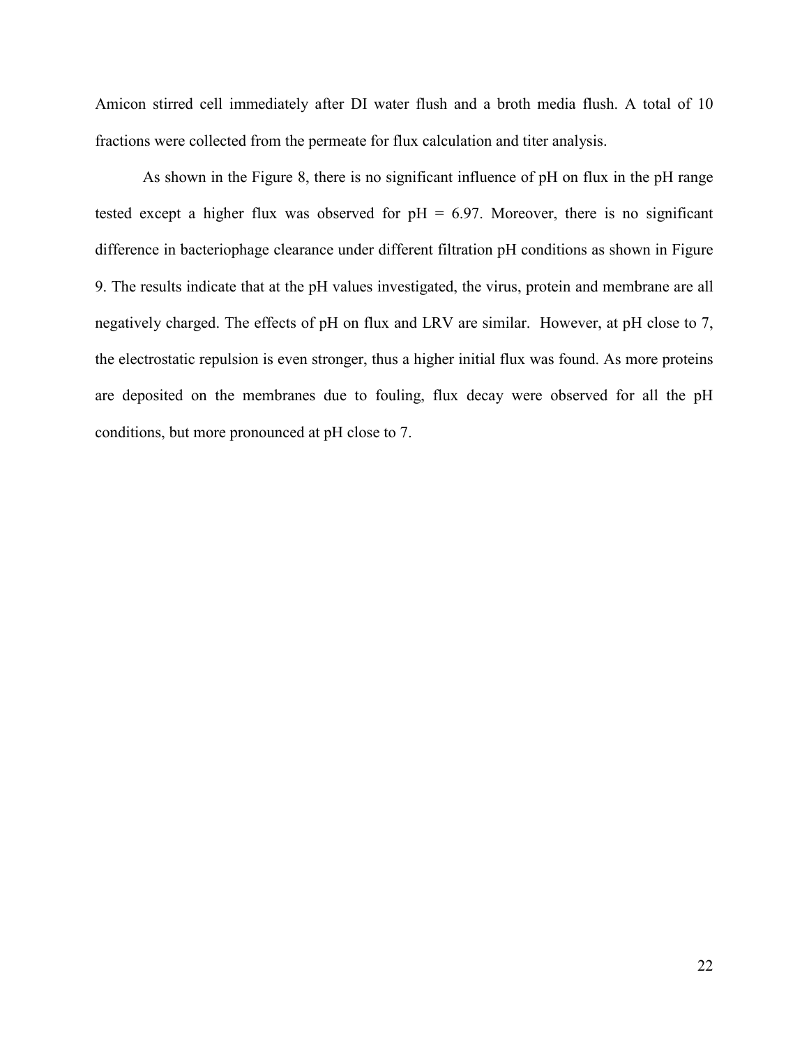Amicon stirred cell immediately after DI water flush and a broth media flush. A total of 10 fractions were collected from the permeate for flux calculation and titer analysis.

As shown in the Figure 8, there is no significant influence of pH on flux in the pH range tested except a higher flux was observed for pH = 6.97. Moreover, there is no significant difference in bacteriophage clearance under different filtration pH conditions as shown in Figure 9. The results indicate that at the pH values investigated, the virus, protein and membrane are all negatively charged. The effects of pH on flux and LRV are similar. However, at pH close to 7, the electrostatic repulsion is even stronger, thus a higher initial flux was found. As more proteins are deposited on the membranes due to fouling, flux decay were observed for all the pH conditions, but more pronounced at pH close to 7.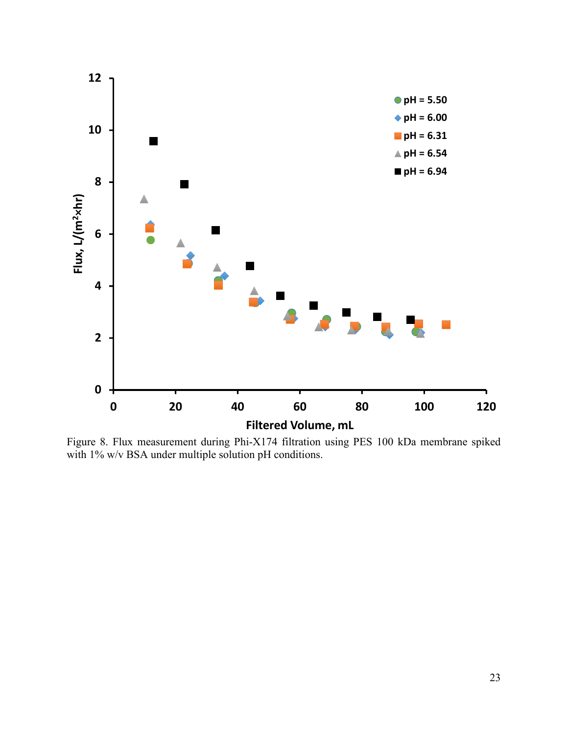Figure 8. Flux measurement during Phi-X174 filtration using PES 100 kDa membrane spiked with 1% w/v BSA under multiple solution pH conditions.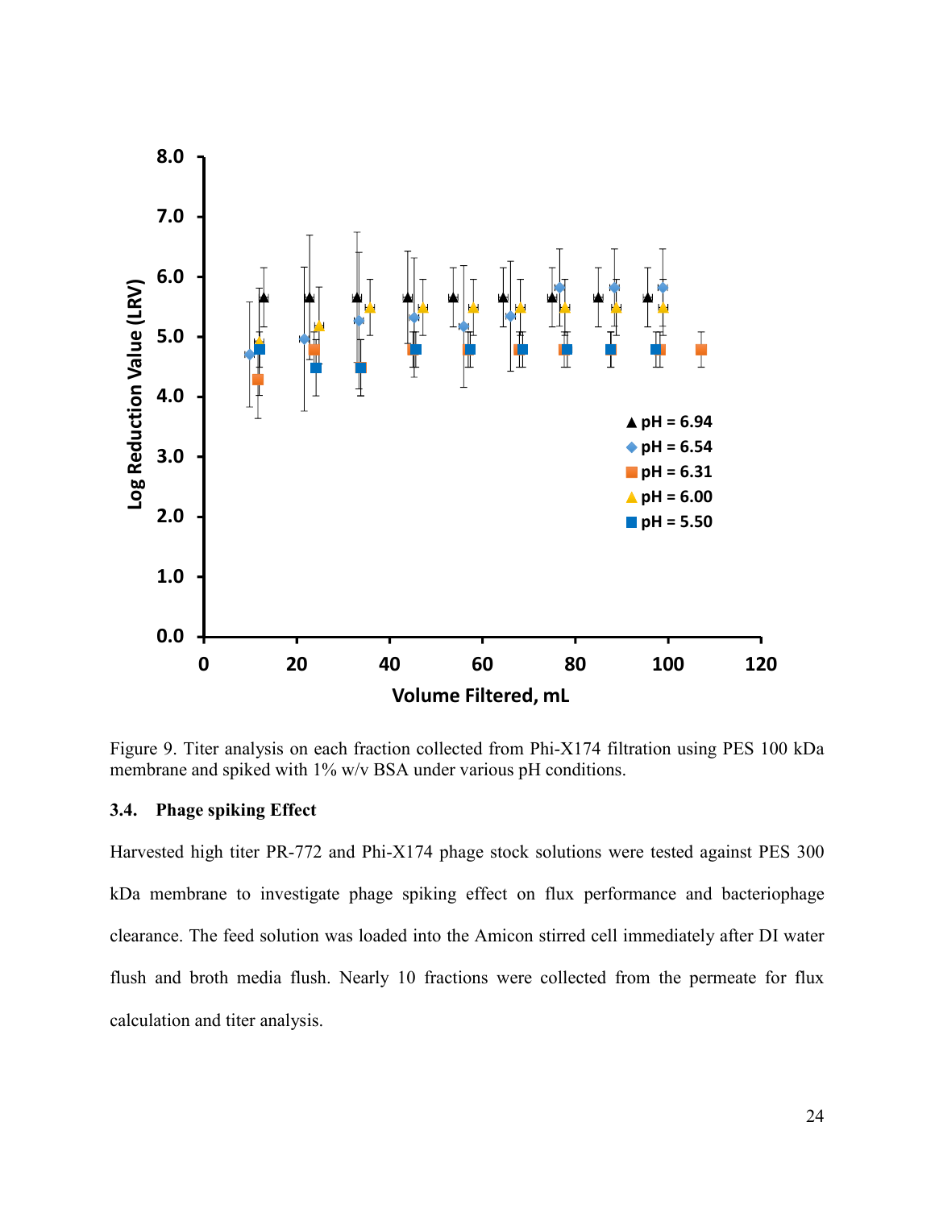Figure 9. Titer analysis on each fraction collected from Phi-X174 filtration using PES 100 kDa membrane and spiked with 1% w/v BSA under various pH conditions.

### 3.4. Phage spiking Effect

Harvested high titer PR-772 and Phi-X174 phage stock solutions were tested against PES 300 kDa membrane to investigate phage spiking effect on flux performance and bacteriophage clearance. The feed solution was loaded into the Amicon stirred cell immediately after DI water flush and broth media flush. Nearly 10 fractions were collected from the permeate for flux calculation and titer analysis.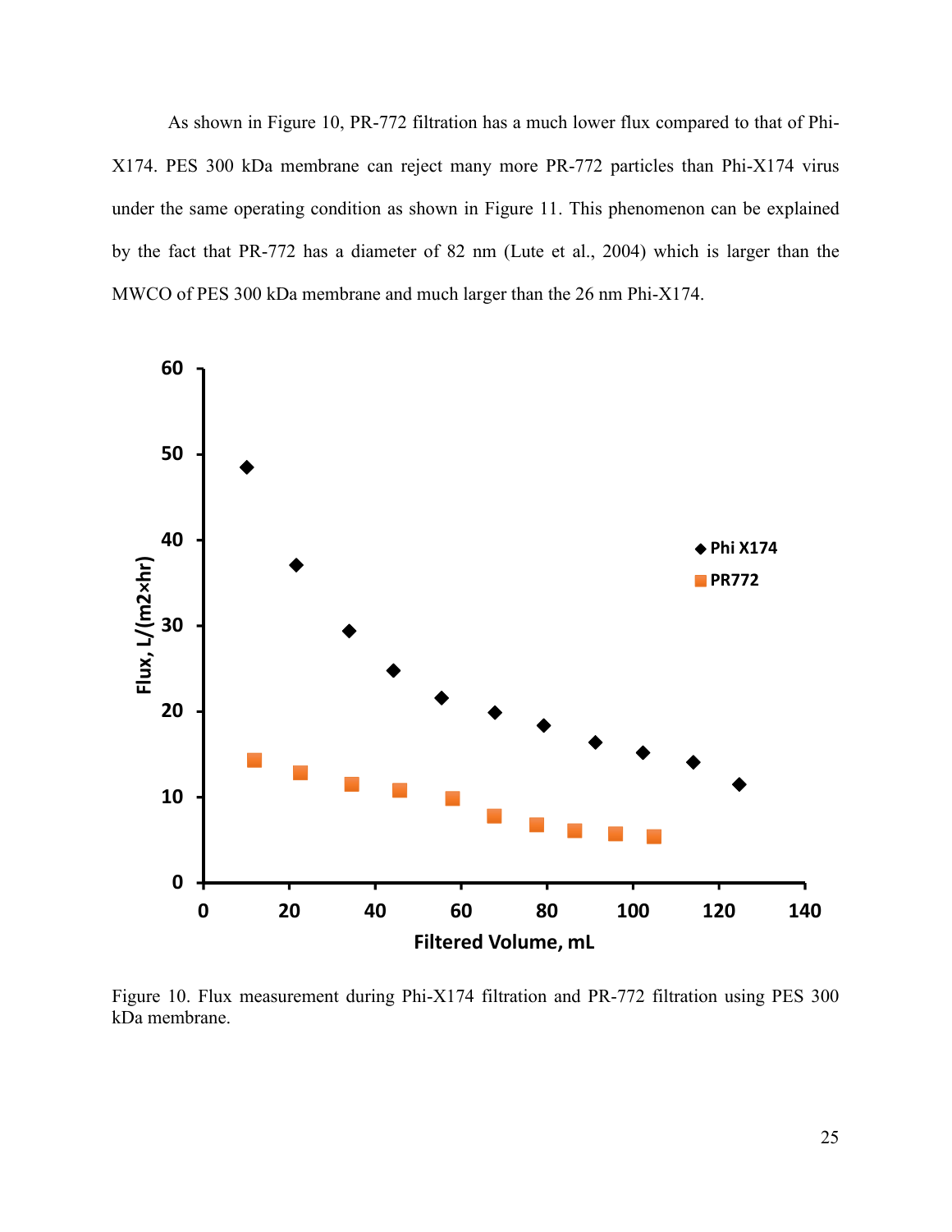As shown in Figure 10, PR-772 filtration has a much lower flux compared to that of Phi-X174. PES 300 kDa membrane can reject many more PR-772 particles than Phi-X174 virus under the same operating condition as shown in Figure 11. This phenomenon can be explained by the fact that PR-772 has a diameter of 82 nm (Lute et al., 2004) which is larger than the MWCO of PES 300 kDa membrane and much larger than the 26 nm Phi-X174.

Figure 10. Flux measurement during Phi-X174 filtration and PR-772 filtration using PES 300 kDa membrane.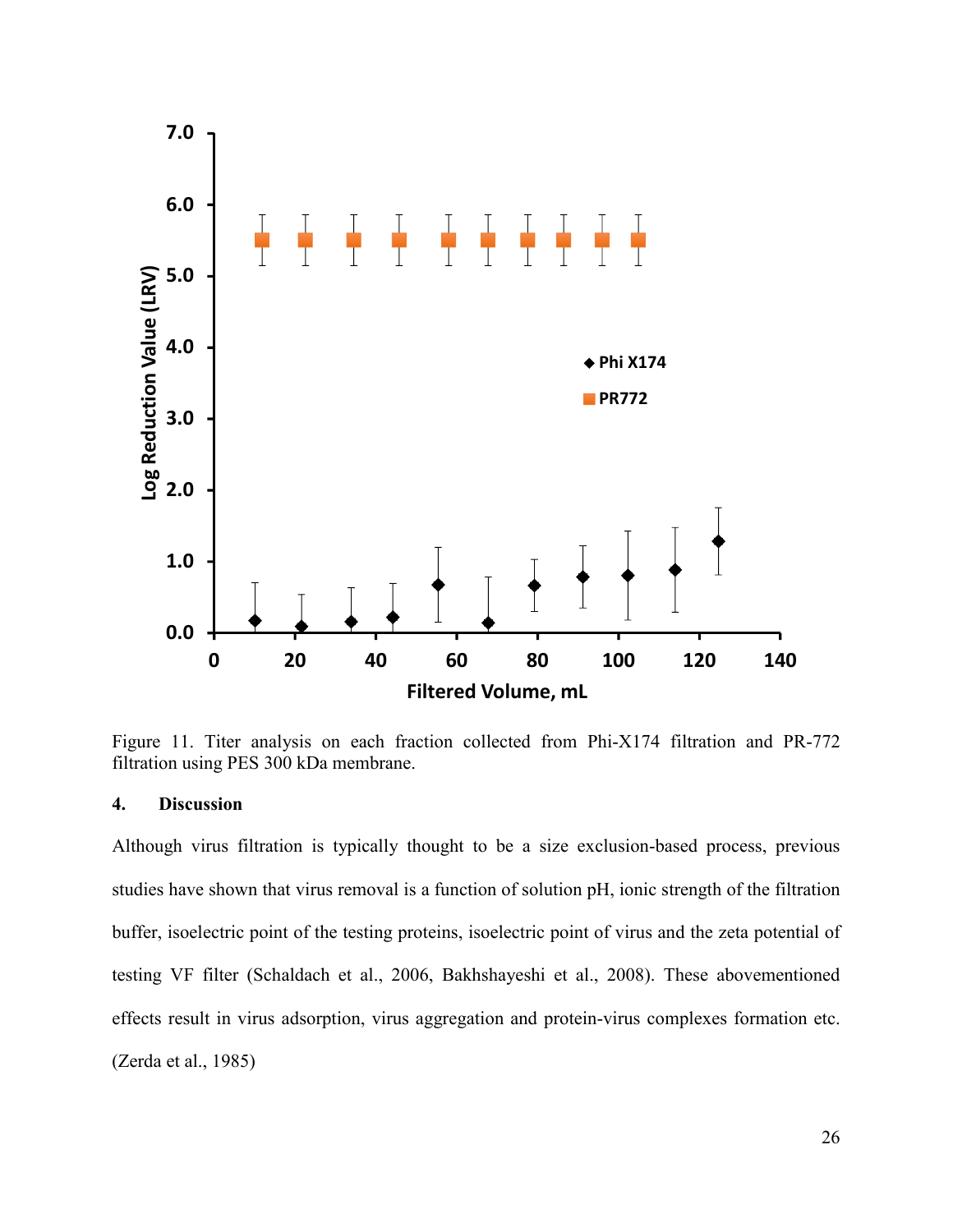Figure 11. Titer analysis on each fraction collected from Phi-X174 filtration and PR-772 filtration using PES 300 kDa membrane.

## 4. Discussion

Although virus filtration is typically thought to be a size exclusion-based process, previous studies have shown that virus removal is a function of solution pH, ionic strength of the filtration buffer, isoelectric point of the testing proteins, isoelectric point of virus and the zeta potential of testing VF filter (Schaldach et al., 2006, Bakhshayeshi et al., 2008). These abovementioned effects result in virus adsorption, virus aggregation and protein-virus complexes formation etc. (Zerda et al., 1985)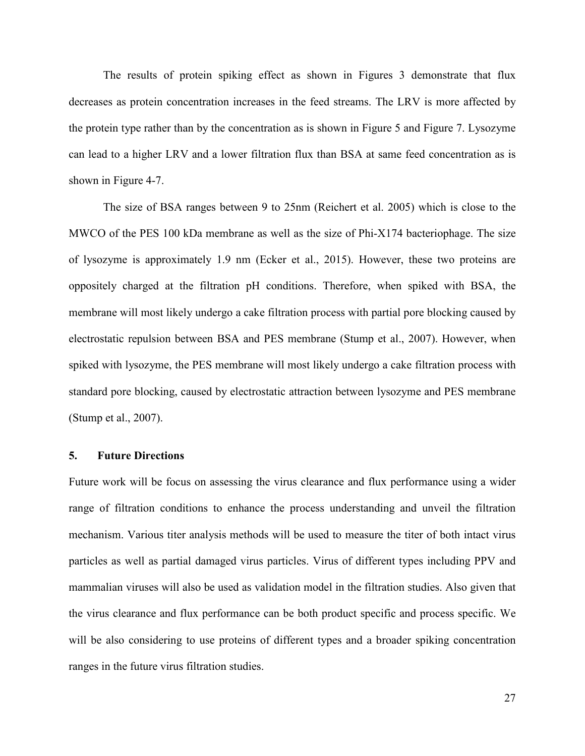The results of protein spiking effect as shown in Figures 3 demonstrate that flux decreases as protein concentration increases in the feed streams. The LRV is more affected by the protein type rather than by the concentration as is shown in Figure 5 and Figure 7. Lysozyme can lead to a higher LRV and a lower filtration flux than BSA at same feed concentration as is shown in Figure 4-7.

The size of BSA ranges between 9 to 25nm (Reichert et al. 2005) which is close to the MWCO of the PES 100 kDa membrane as well as the size of Phi-X174 bacteriophage. The size of lysozyme is approximately 1.9 nm (Ecker et al., 2015). However, these two proteins are oppositely charged at the filtration pH conditions. Therefore, when spiked with BSA, the membrane will most likely undergo a cake filtration process with partial pore blocking caused by electrostatic repulsion between BSA and PES membrane (Stump et al., 2007). However, when spiked with lysozyme, the PES membrane will most likely undergo a cake filtration process with standard pore blocking, caused by electrostatic attraction between lysozyme and PES membrane (Stump et al., 2007).

## 5. Future Directions

Future work will be focus on assessing the virus clearance and flux performance using a wider range of filtration conditions to enhance the process understanding and unveil the filtration mechanism. Various titer analysis methods will be used to measure the titer of both intact virus particles as well as partial damaged virus particles. Virus of different types including PPV and mammalian viruses will also be used as validation model in the filtration studies. Also given that the virus clearance and flux performance can be both product specific and process specific. We will be also considering to use proteins of different types and a broader spiking concentration ranges in the future virus filtration studies.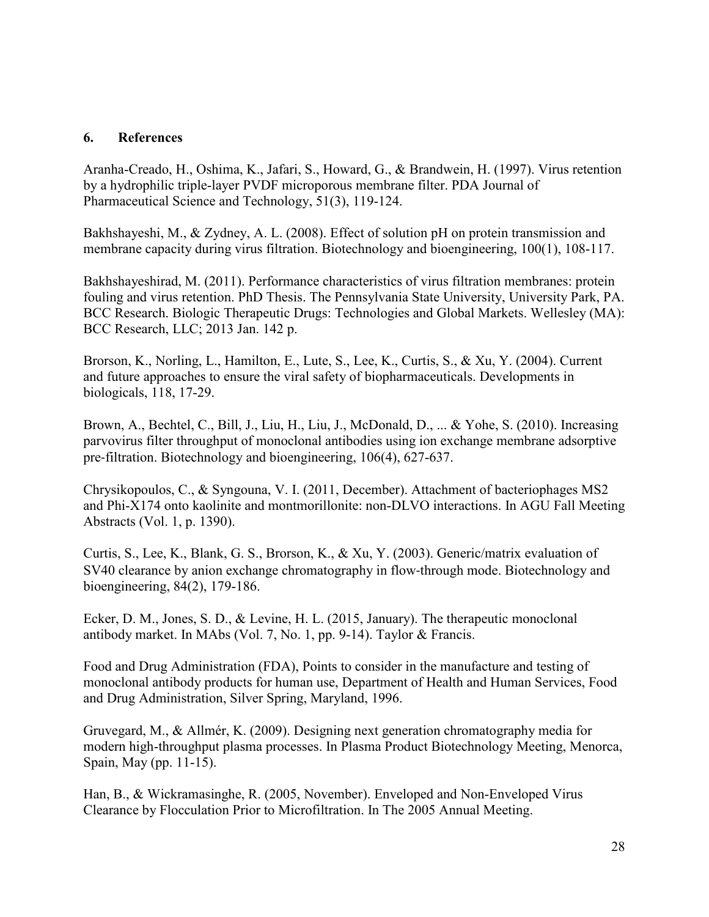## 6. References

Aranha-Creado, H., Oshima, K., Jafari, S., Howard, G., & Brandwein, H. (1997). Virus retention by a hydrophilic triple-layer PVDF microporous membrane filter. PDA Journal of Pharmaceutical Science and Technology, 51(3), 119-124.

Bakhshayeshi, M., & Zydney, A. L. (2008). Effect of solution pH on protein transmission and membrane capacity during virus filtration. Biotechnology and bioengineering, 100(1), 108-117.

Bakhshayeshirad, M. (2011). Performance characteristics of virus filtration membranes: protein fouling and virus retention. PhD Thesis. The Pennsylvania State University, University Park, PA. BCC Research. Biologic Therapeutic Drugs: Technologies and Global Markets. Wellesley (MA): BCC Research, LLC; 2013 Jan. 142 p.

Brorson, K., Norling, L., Hamilton, E., Lute, S., Lee, K., Curtis, S., & Xu, Y. (2004). Current and future approaches to ensure the viral safety of biopharmaceuticals. Developments in biologicals, 118, 17-29.

Brown, A., Bechtel, C., Bill, J., Liu, H., Liu, J., McDonald, D., ... & Yohe, S. (2010). Increasing parvovirus filter throughput of monoclonal antibodies using ion exchange membrane adsorptive pre-filtration. Biotechnology and bioengineering, 106(4), 627-637.

Chrysikopoulos, C., & Syngouna, V. I. (2011, December). Attachment of bacteriophages MS2 and Phi-X174 onto kaolinite and montmorillonite: non-DLVO interactions. In AGU Fall Meeting Abstracts (Vol. 1, p. 1390).

Curtis, S., Lee, K., Blank, G. S., Brorson, K., & Xu, Y. (2003). Generic/matrix evaluation of SV40 clearance by anion exchange chromatography in flow-through mode. Biotechnology and bioengineering, 84(2), 179-186.

Ecker, D. M., Jones, S. D., & Levine, H. L. (2015, January). The therapeutic monoclonal antibody market. In MAbs (Vol. 7, No. 1, pp. 9-14). Taylor & Francis.

Food and Drug Administration (FDA), Points to consider in the manufacture and testing of monoclonal antibody products for human use, Department of Health and Human Services, Food and Drug Administration, Silver Spring, Maryland, 1996.

Gruvegard, M., & Allmér, K. (2009). Designing next generation chromatography media for modern high-throughput plasma processes. In Plasma Product Biotechnology Meeting, Menorca, Spain, May (pp. 11-15).

Han, B., & Wickramasinghe, R. (2005, November). Enveloped and Non-Enveloped Virus Clearance by Flocculation Prior to Microfiltration. In The 2005 Annual Meeting.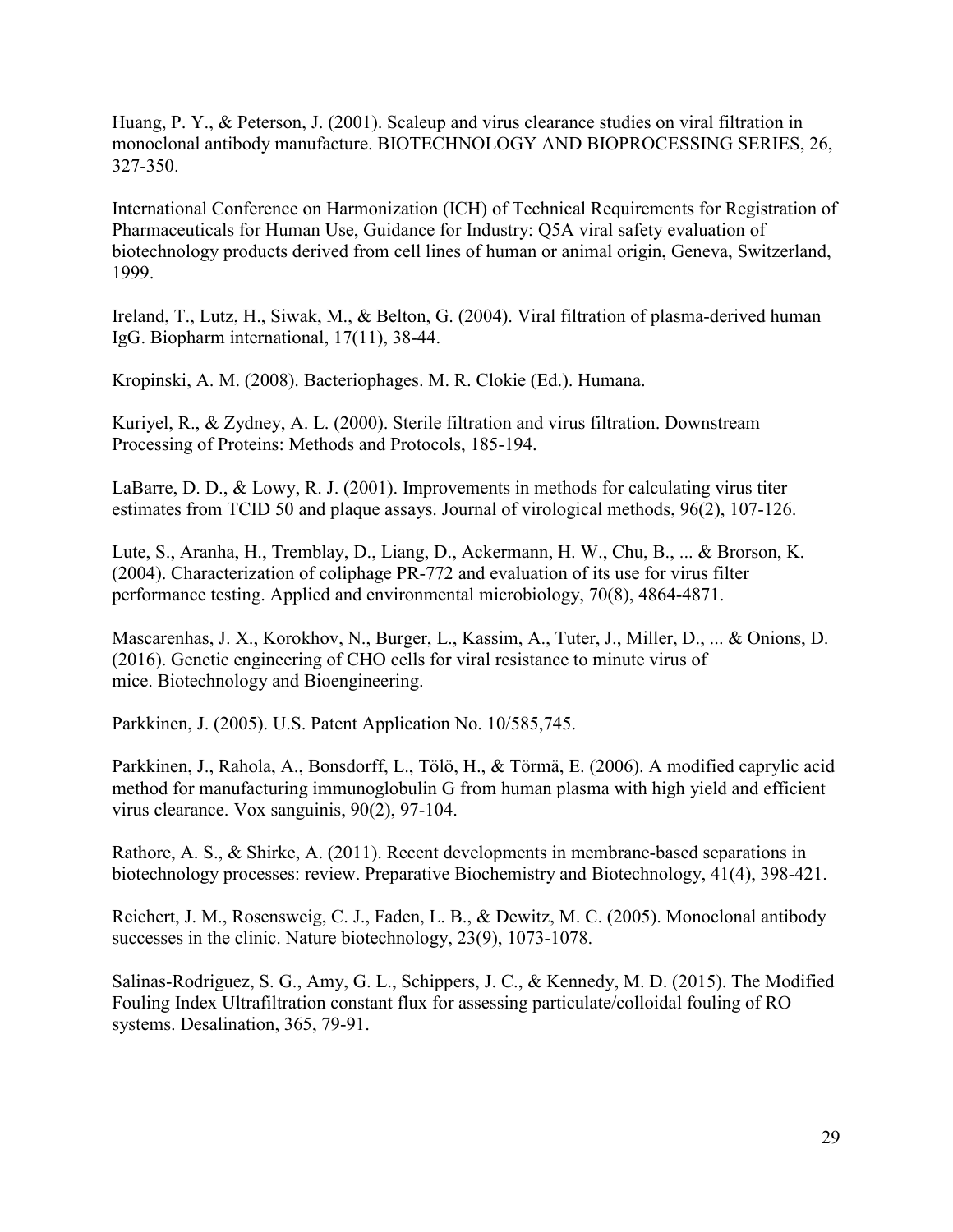Huang, P. Y., & Peterson, J. (2001). Scaleup and virus clearance studies on viral filtration in monoclonal antibody manufacture. BIOTECHNOLOGY AND BIOPROCESSING SERIES, 26, 327-350.

International Conference on Harmonization (ICH) of Technical Requirements for Registration of Pharmaceuticals for Human Use, Guidance for Industry: Q5A viral safety evaluation of biotechnology products derived from cell lines of human or animal origin, Geneva, Switzerland, 1999.

Ireland, T., Lutz, H., Siwak, M., & Belton, G. (2004). Viral filtration of plasma-derived human IgG. Biopharm international, 17(11), 38-44.

Kropinski, A. M. (2008). Bacteriophages. M. R. Clokie (Ed.). Humana.

Kuriyel, R., & Zydney, A. L. (2000). Sterile filtration and virus filtration. Downstream Processing of Proteins: Methods and Protocols, 185-194.

LaBarre, D. D., & Lowy, R. J. (2001). Improvements in methods for calculating virus titer estimates from TCID 50 and plaque assays. Journal of virological methods, 96(2), 107-126.

Lute, S., Aranha, H., Tremblay, D., Liang, D., Ackermann, H. W., Chu, B., ... & Brorson, K. (2004). Characterization of coliphage PR-772 and evaluation of its use for virus filter performance testing. Applied and environmental microbiology, 70(8), 4864-4871.

Mascarenhas, J. X., Korokhov, N., Burger, L., Kassim, A., Tuter, J., Miller, D., ... & Onions, D. (2016). Genetic engineering of CHO cells for viral resistance to minute virus of mice. Biotechnology and Bioengineering.

Parkkinen, J. (2005). U.S. Patent Application No. 10/585,745.

Parkkinen, J., Rahola, A., Bonsdorff, L., Tölö, H., & Törmä, E. (2006). A modified caprylic acid method for manufacturing immunoglobulin G from human plasma with high yield and efficient virus clearance. Vox sanguinis, 90(2), 97-104.

Rathore, A. S., & Shirke, A. (2011). Recent developments in membrane-based separations in biotechnology processes: review. Preparative Biochemistry and Biotechnology, 41(4), 398-421.

Reichert, J. M., Rosensweig, C. J., Faden, L. B., & Dewitz, M. C. (2005). Monoclonal antibody successes in the clinic. Nature biotechnology, 23(9), 1073-1078.

Salinas-Rodriguez, S. G., Amy, G. L., Schippers, J. C., & Kennedy, M. D. (2015). The Modified Fouling Index Ultrafiltration constant flux for assessing particulate/colloidal fouling of RO systems. Desalination, 365, 79-91.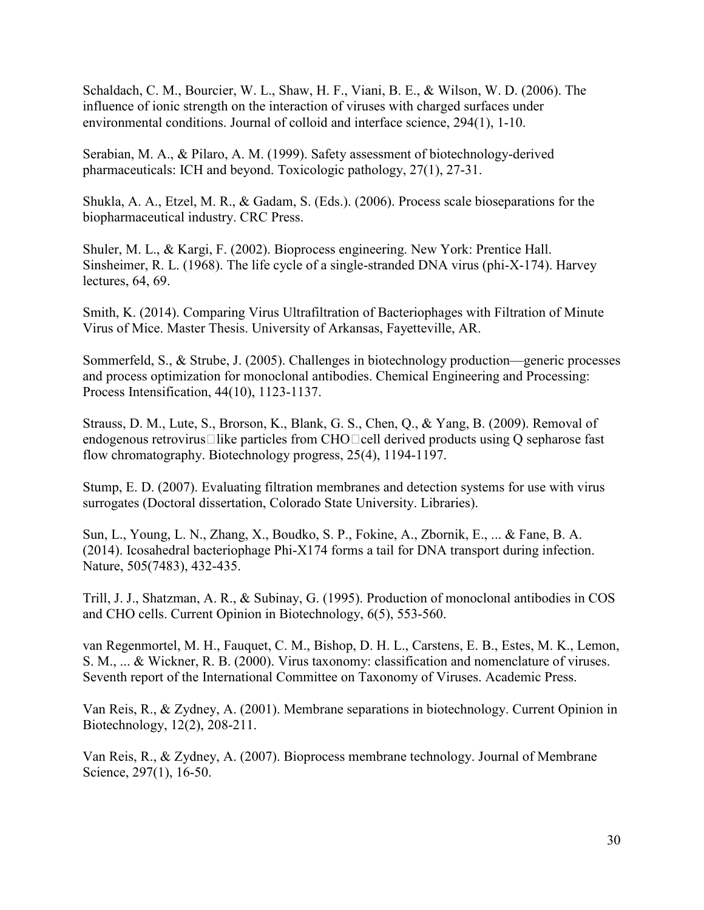Schaldach, C. M., Bourcier, W. L., Shaw, H. F., Viani, B. E., & Wilson, W. D. (2006). The influence of ionic strength on the interaction of viruses with charged surfaces under environmental conditions. Journal of colloid and interface science, 294(1), 1-10.

Serabian, M. A., & Pilaro, A. M. (1999). Safety assessment of biotechnology-derived pharmaceuticals: ICH and beyond. Toxicologic pathology, 27(1), 27-31.

Shukla, A. A., Etzel, M. R., & Gadam, S. (Eds.). (2006). Process scale bioseparations for the biopharmaceutical industry. CRC Press.

Shuler, M. L., & Kargi, F. (2002). Bioprocess engineering. New York: Prentice Hall.
Sinsheimer, R. L. (1968). The life cycle of a single-stranded DNA virus (phi-X-174). Harvey lectures, 64, 69.

Smith, K. (2014). Comparing Virus Ultrafiltration of Bacteriophages with Filtration of Minute Virus of Mice. Master Thesis. University of Arkansas, Fayetteville, AR.

Sommerfeld, S., & Strube, J. (2005). Challenges in biotechnology production—generic processes and process optimization for monoclonal antibodies. Chemical Engineering and Processing: Process Intensification, 44(10), 1123-1137.

Strauss, D. M., Lute, S., Brorson, K., Blank, G. S., Chen, Q., & Yang, B. (2009). Removal of endogenous retrovirus□like particles from CHO□cell derived products using Q sepharose fast flow chromatography. Biotechnology progress, 25(4), 1194-1197.

Stump, E. D. (2007). Evaluating filtration membranes and detection systems for use with virus surrogates (Doctoral dissertation, Colorado State University. Libraries).

Sun, L., Young, L. N., Zhang, X., Boudko, S. P., Fokine, A., Zbornik, E., ... & Fane, B. A. (2014). Icosahedral bacteriophage Phi-X174 forms a tail for DNA transport during infection. Nature, 505(7483), 432-435.

Trill, J. J., Shatzman, A. R., & Subinay, G. (1995). Production of monoclonal antibodies in COS and CHO cells. Current Opinion in Biotechnology, 6(5), 553-560.

van Regenmortel, M. H., Fauquet, C. M., Bishop, D. H. L., Carstens, E. B., Estes, M. K., Lemon, S. M., ... & Wickner, R. B. (2000). Virus taxonomy: classification and nomenclature of viruses. Seventh report of the International Committee on Taxonomy of Viruses. Academic Press.

Van Reis, R., & Zydney, A. (2001). Membrane separations in biotechnology. Current Opinion in Biotechnology, 12(2), 208-211.

Van Reis, R., & Zydney, A. (2007). Bioprocess membrane technology. Journal of Membrane Science, 297(1), 16-50.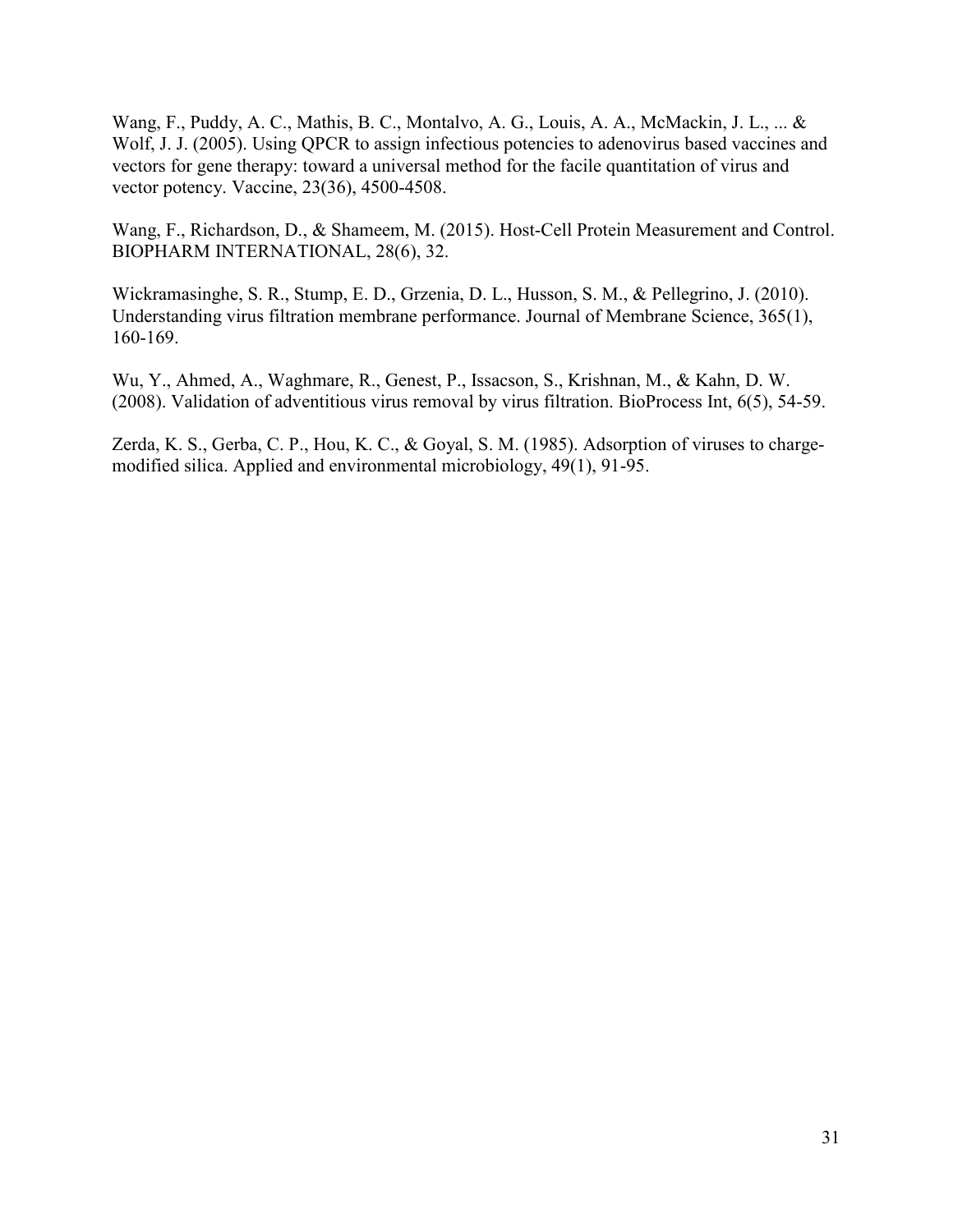Wang, F., Puddy, A. C., Mathis, B. C., Montalvo, A. G., Louis, A. A., McMackin, J. L., ... & Wolf, J. J. (2005). Using QPCR to assign infectious potencies to adenovirus based vaccines and vectors for gene therapy: toward a universal method for the facile quantitation of virus and vector potency. Vaccine, 23(36), 4500-4508.

Wang, F., Richardson, D., & Shameem, M. (2015). Host-Cell Protein Measurement and Control. BIOPHARM INTERNATIONAL, 28(6), 32.

Wickramasinghe, S. R., Stump, E. D., Grzenia, D. L., Husson, S. M., & Pellegrino, J. (2010). Understanding virus filtration membrane performance. Journal of Membrane Science, 365(1), 160-169.

Wu, Y., Ahmed, A., Waghmare, R., Genest, P., Issacson, S., Krishnan, M., & Kahn, D. W. (2008). Validation of adventitious virus removal by virus filtration. BioProcess Int, 6(5), 54-59.

Zerda, K. S., Gerba, C. P., Hou, K. C., & Goyal, S. M. (1985). Adsorption of viruses to charge-modified silica. Applied and environmental microbiology, 49(1), 91-95.